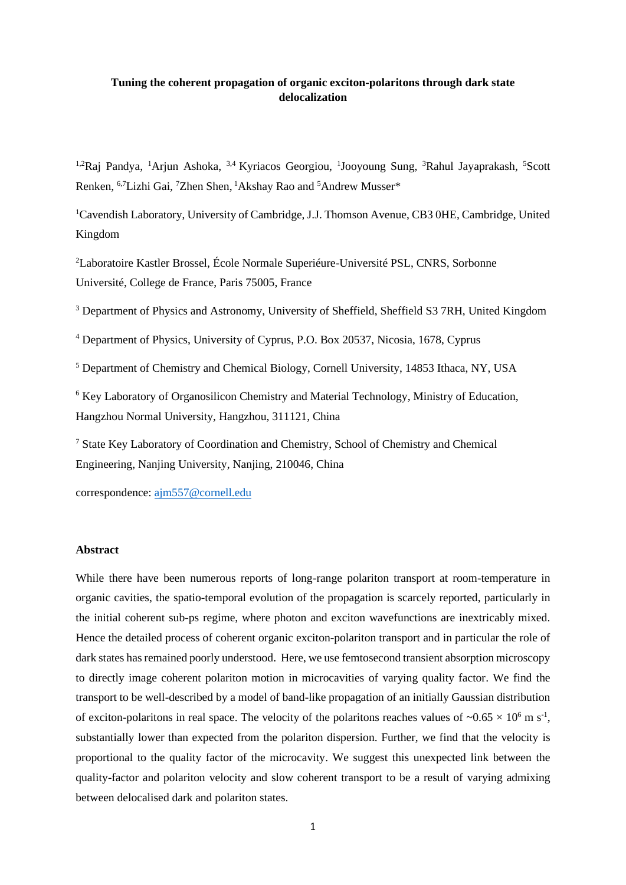# Tuning the coherent propagation of organic exciton-polaritons through dark state delocalization

[1,2]Raj Pandya, [1]Arjun Ashoka, [3,4] Kyriacos Georgiou, [1]Jooyoung Sung, [3]Rahul Jayaprakash, [5]Scott Renken, [6,7]Lizhi Gai, [7]Zhen Shen, [1]Akshay Rao and [5]Andrew Musser*

[1]Cavendish Laboratory, University of Cambridge, J.J. Thomson Avenue, CB3 0HE, Cambridge, United Kingdom

[2]Laboratoire Kastler Brossel, École Normale Superiéure-Université PSL, CNRS, Sorbonne Université, College de France, Paris 75005, France

[3] Department of Physics and Astronomy, University of Sheffield, Sheffield S3 7RH, United Kingdom

[4] Department of Physics, University of Cyprus, P.O. Box 20537, Nicosia, 1678, Cyprus

[5] Department of Chemistry and Chemical Biology, Cornell University, 14853 Ithaca, NY, USA

[6] Key Laboratory of Organosilicon Chemistry and Material Technology, Ministry of Education, Hangzhou Normal University, Hangzhou, 311121, China

[7] State Key Laboratory of Coordination and Chemistry, School of Chemistry and Chemical Engineering, Nanjing University, Nanjing, 210046, China

correspondence: ajm557@cornell.edu

## Abstract

While there have been numerous reports of long-range polariton transport at room-temperature in organic cavities, the spatio-temporal evolution of the propagation is scarcely reported, particularly in the initial coherent sub-ps regime, where photon and exciton wavefunctions are inextricably mixed. Hence the detailed process of coherent organic exciton-polariton transport and in particular the role of dark states has remained poorly understood. Here, we use femtosecond transient absorption microscopy to directly image coherent polariton motion in microcavities of varying quality factor. We find the transport to be well-described by a model of band-like propagation of an initially Gaussian distribution of exciton-polaritons in real space. The velocity of the polaritons reaches values of ~$0.65 \times 10^{6}$ m s$^{-1}$, substantially lower than expected from the polariton dispersion. Further, we find that the velocity is proportional to the quality factor of the microcavity. We suggest this unexpected link between the quality-factor and polariton velocity and slow coherent transport to be a result of varying admixing between delocalised dark and polariton states.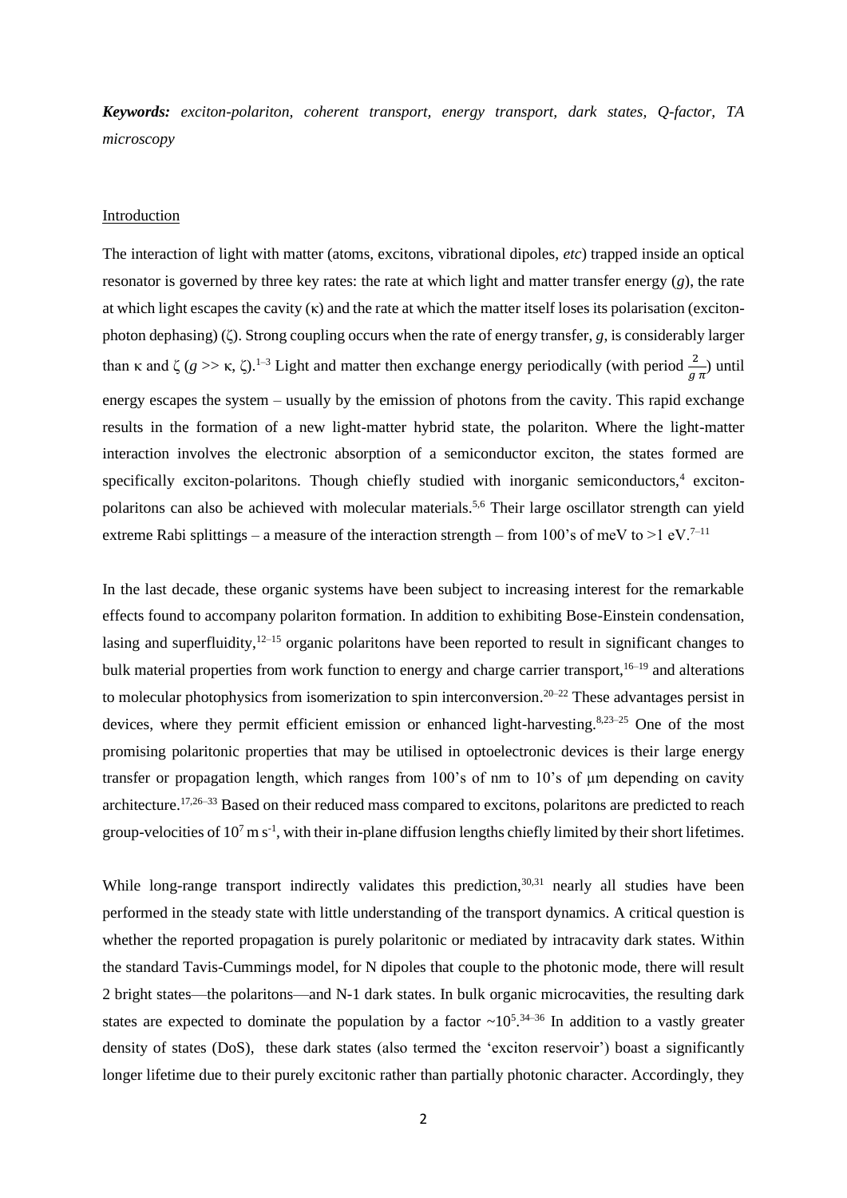***Keywords:*** *exciton-polariton, coherent transport, energy transport, dark states, Q-factor, TA microscopy*

## Introduction

The interaction of light with matter (atoms, excitons, vibrational dipoles, *etc*) trapped inside an optical resonator is governed by three key rates: the rate at which light and matter transfer energy (*g*), the rate at which light escapes the cavity (κ) and the rate at which the matter itself loses its polarisation (exciton-photon dephasing) (ζ). Strong coupling occurs when the rate of energy transfer, *g*, is considerably larger than κ and ζ ($g >> \kappa, \zeta$).[1–3] Light and matter then exchange energy periodically (with period $\frac{2}{g\,\pi}$) until energy escapes the system – usually by the emission of photons from the cavity. This rapid exchange results in the formation of a new light-matter hybrid state, the polariton. Where the light-matter interaction involves the electronic absorption of a semiconductor exciton, the states formed are specifically exciton-polaritons. Though chiefly studied with inorganic semiconductors,[4] exciton-polaritons can also be achieved with molecular materials.[5,6] Their large oscillator strength can yield extreme Rabi splittings – a measure of the interaction strength – from 100's of meV to >1 eV.[7–11]

In the last decade, these organic systems have been subject to increasing interest for the remarkable effects found to accompany polariton formation. In addition to exhibiting Bose-Einstein condensation, lasing and superfluidity,[12–15] organic polaritons have been reported to result in significant changes to bulk material properties from work function to energy and charge carrier transport,[16–19] and alterations to molecular photophysics from isomerization to spin interconversion.[20–22] These advantages persist in devices, where they permit efficient emission or enhanced light-harvesting.[8,23–25] One of the most promising polaritonic properties that may be utilised in optoelectronic devices is their large energy transfer or propagation length, which ranges from 100's of nm to 10's of μm depending on cavity architecture.[17,26–33] Based on their reduced mass compared to excitons, polaritons are predicted to reach group-velocities of $10^7$ m s$^{-1}$, with their in-plane diffusion lengths chiefly limited by their short lifetimes.

While long-range transport indirectly validates this prediction,[30,31] nearly all studies have been performed in the steady state with little understanding of the transport dynamics. A critical question is whether the reported propagation is purely polaritonic or mediated by intracavity dark states. Within the standard Tavis-Cummings model, for N dipoles that couple to the photonic mode, there will result 2 bright states—the polaritons—and N-1 dark states. In bulk organic microcavities, the resulting dark states are expected to dominate the population by a factor ~$10^5$.[34–36] In addition to a vastly greater density of states (DoS), these dark states (also termed the 'exciton reservoir') boast a significantly longer lifetime due to their purely excitonic rather than partially photonic character. Accordingly, they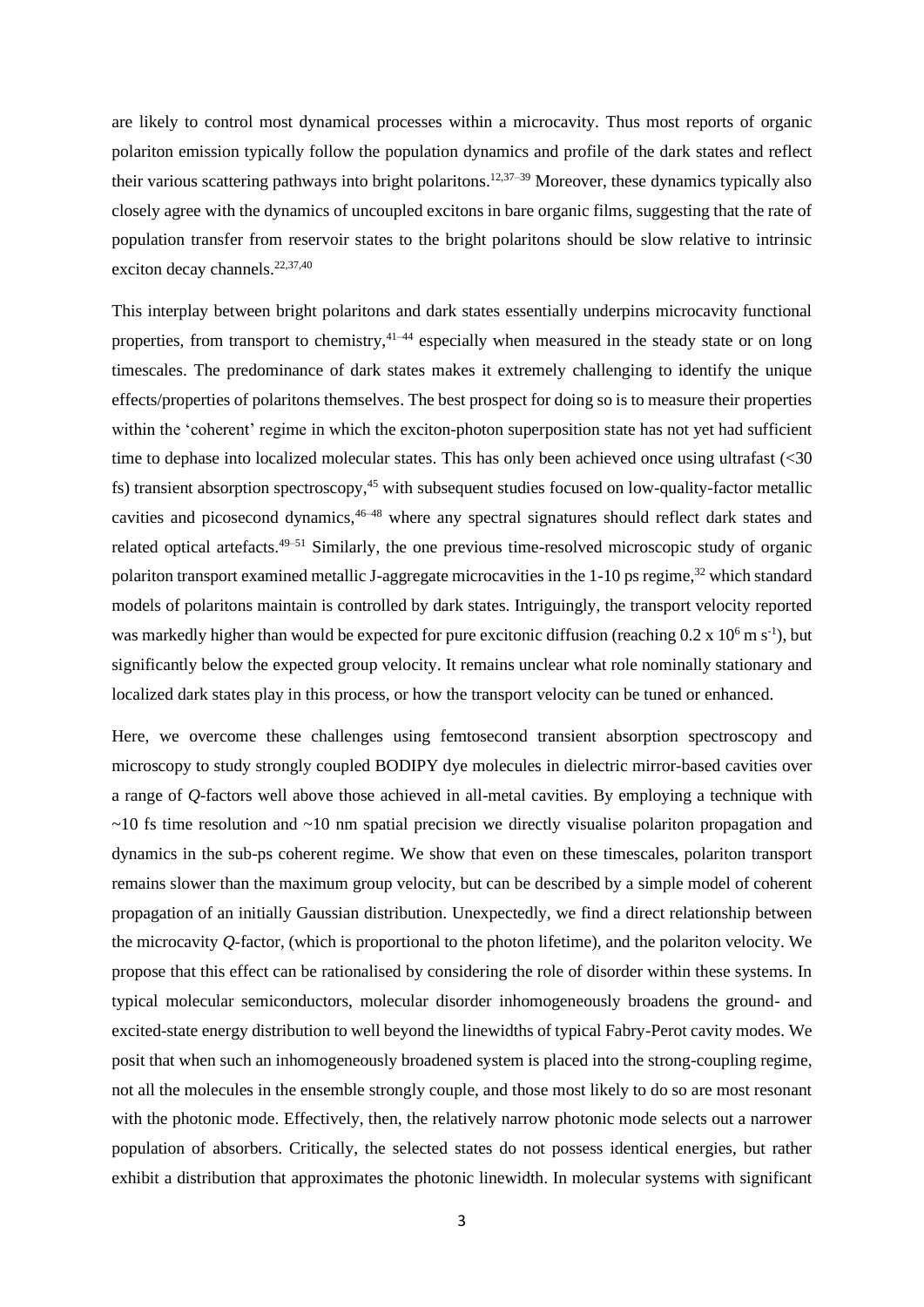are likely to control most dynamical processes within a microcavity. Thus most reports of organic polariton emission typically follow the population dynamics and profile of the dark states and reflect their various scattering pathways into bright polaritons.[12,37–39] Moreover, these dynamics typically also closely agree with the dynamics of uncoupled excitons in bare organic films, suggesting that the rate of population transfer from reservoir states to the bright polaritons should be slow relative to intrinsic exciton decay channels.[22,37,40]

This interplay between bright polaritons and dark states essentially underpins microcavity functional properties, from transport to chemistry,[41–44] especially when measured in the steady state or on long timescales. The predominance of dark states makes it extremely challenging to identify the unique effects/properties of polaritons themselves. The best prospect for doing so is to measure their properties within the 'coherent' regime in which the exciton-photon superposition state has not yet had sufficient time to dephase into localized molecular states. This has only been achieved once using ultrafast (<30 fs) transient absorption spectroscopy,[45] with subsequent studies focused on low-quality-factor metallic cavities and picosecond dynamics,[46–48] where any spectral signatures should reflect dark states and related optical artefacts.[49–51] Similarly, the one previous time-resolved microscopic study of organic polariton transport examined metallic J-aggregate microcavities in the 1-10 ps regime,[32] which standard models of polaritons maintain is controlled by dark states. Intriguingly, the transport velocity reported was markedly higher than would be expected for pure excitonic diffusion (reaching $0.2 \times 10^{6}$ m s$^{-1}$), but significantly below the expected group velocity. It remains unclear what role nominally stationary and localized dark states play in this process, or how the transport velocity can be tuned or enhanced.

Here, we overcome these challenges using femtosecond transient absorption spectroscopy and microscopy to study strongly coupled BODIPY dye molecules in dielectric mirror-based cavities over a range of *Q*-factors well above those achieved in all-metal cavities. By employing a technique with ~10 fs time resolution and ~10 nm spatial precision we directly visualise polariton propagation and dynamics in the sub-ps coherent regime. We show that even on these timescales, polariton transport remains slower than the maximum group velocity, but can be described by a simple model of coherent propagation of an initially Gaussian distribution. Unexpectedly, we find a direct relationship between the microcavity *Q*-factor, (which is proportional to the photon lifetime), and the polariton velocity. We propose that this effect can be rationalised by considering the role of disorder within these systems. In typical molecular semiconductors, molecular disorder inhomogeneously broadens the ground- and excited-state energy distribution to well beyond the linewidths of typical Fabry-Perot cavity modes. We posit that when such an inhomogeneously broadened system is placed into the strong-coupling regime, not all the molecules in the ensemble strongly couple, and those most likely to do so are most resonant with the photonic mode. Effectively, then, the relatively narrow photonic mode selects out a narrower population of absorbers. Critically, the selected states do not possess identical energies, but rather exhibit a distribution that approximates the photonic linewidth. In molecular systems with significant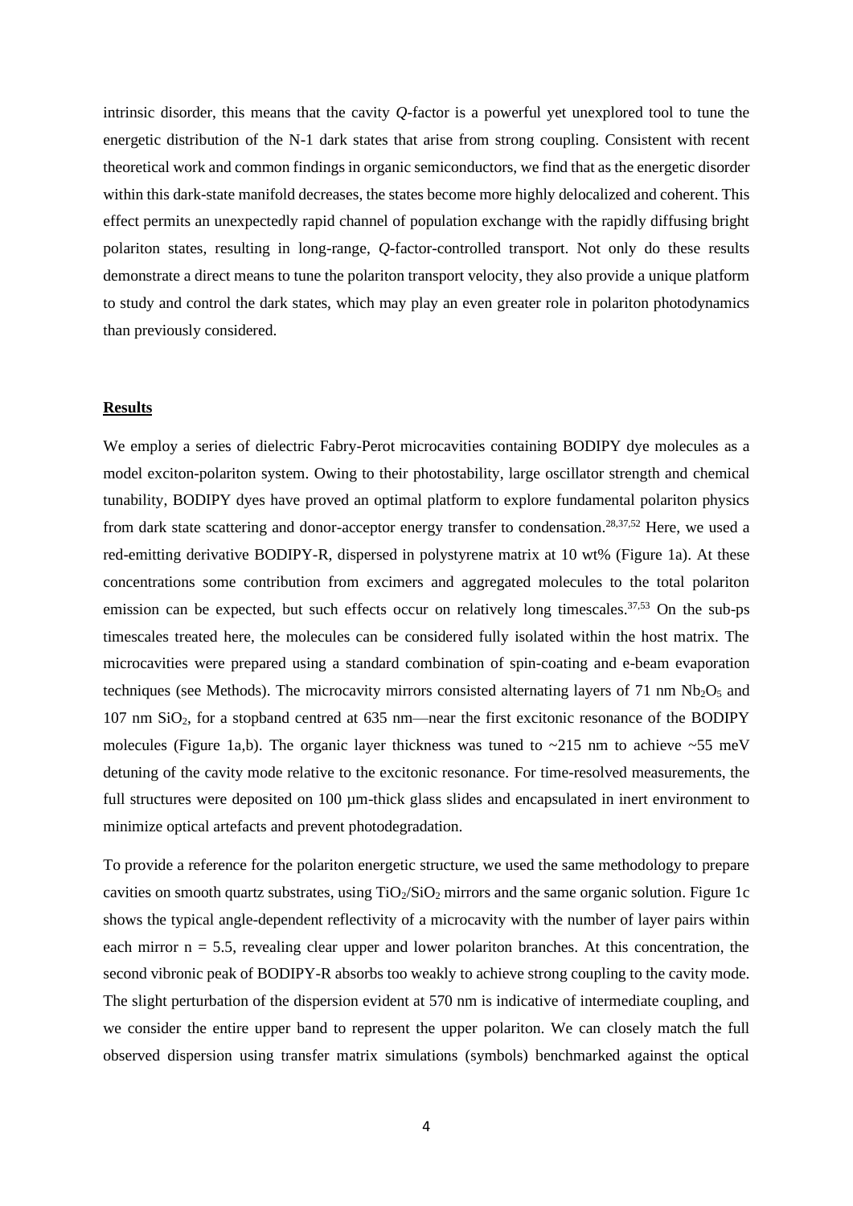intrinsic disorder, this means that the cavity *Q*-factor is a powerful yet unexplored tool to tune the energetic distribution of the N-1 dark states that arise from strong coupling. Consistent with recent theoretical work and common findings in organic semiconductors, we find that as the energetic disorder within this dark-state manifold decreases, the states become more highly delocalized and coherent. This effect permits an unexpectedly rapid channel of population exchange with the rapidly diffusing bright polariton states, resulting in long-range, *Q*-factor-controlled transport. Not only do these results demonstrate a direct means to tune the polariton transport velocity, they also provide a unique platform to study and control the dark states, which may play an even greater role in polariton photodynamics than previously considered.

## Results

We employ a series of dielectric Fabry-Perot microcavities containing BODIPY dye molecules as a model exciton-polariton system. Owing to their photostability, large oscillator strength and chemical tunability, BODIPY dyes have proved an optimal platform to explore fundamental polariton physics from dark state scattering and donor-acceptor energy transfer to condensation.[28,37,52] Here, we used a red-emitting derivative BODIPY-R, dispersed in polystyrene matrix at 10 wt% (Figure 1a). At these concentrations some contribution from excimers and aggregated molecules to the total polariton emission can be expected, but such effects occur on relatively long timescales.[37,53] On the sub-ps timescales treated here, the molecules can be considered fully isolated within the host matrix. The microcavities were prepared using a standard combination of spin-coating and e-beam evaporation techniques (see Methods). The microcavity mirrors consisted alternating layers of 71 nm $Nb_2O_5$ and 107 nm $SiO_2$, for a stopband centred at 635 nm—near the first excitonic resonance of the BODIPY molecules (Figure 1a,b). The organic layer thickness was tuned to ~215 nm to achieve ~55 meV detuning of the cavity mode relative to the excitonic resonance. For time-resolved measurements, the full structures were deposited on 100 µm-thick glass slides and encapsulated in inert environment to minimize optical artefacts and prevent photodegradation.

To provide a reference for the polariton energetic structure, we used the same methodology to prepare cavities on smooth quartz substrates, using $TiO_2$/$SiO_2$ mirrors and the same organic solution. Figure 1c shows the typical angle-dependent reflectivity of a microcavity with the number of layer pairs within each mirror $n = 5.5$, revealing clear upper and lower polariton branches. At this concentration, the second vibronic peak of BODIPY-R absorbs too weakly to achieve strong coupling to the cavity mode. The slight perturbation of the dispersion evident at 570 nm is indicative of intermediate coupling, and we consider the entire upper band to represent the upper polariton. We can closely match the full observed dispersion using transfer matrix simulations (symbols) benchmarked against the optical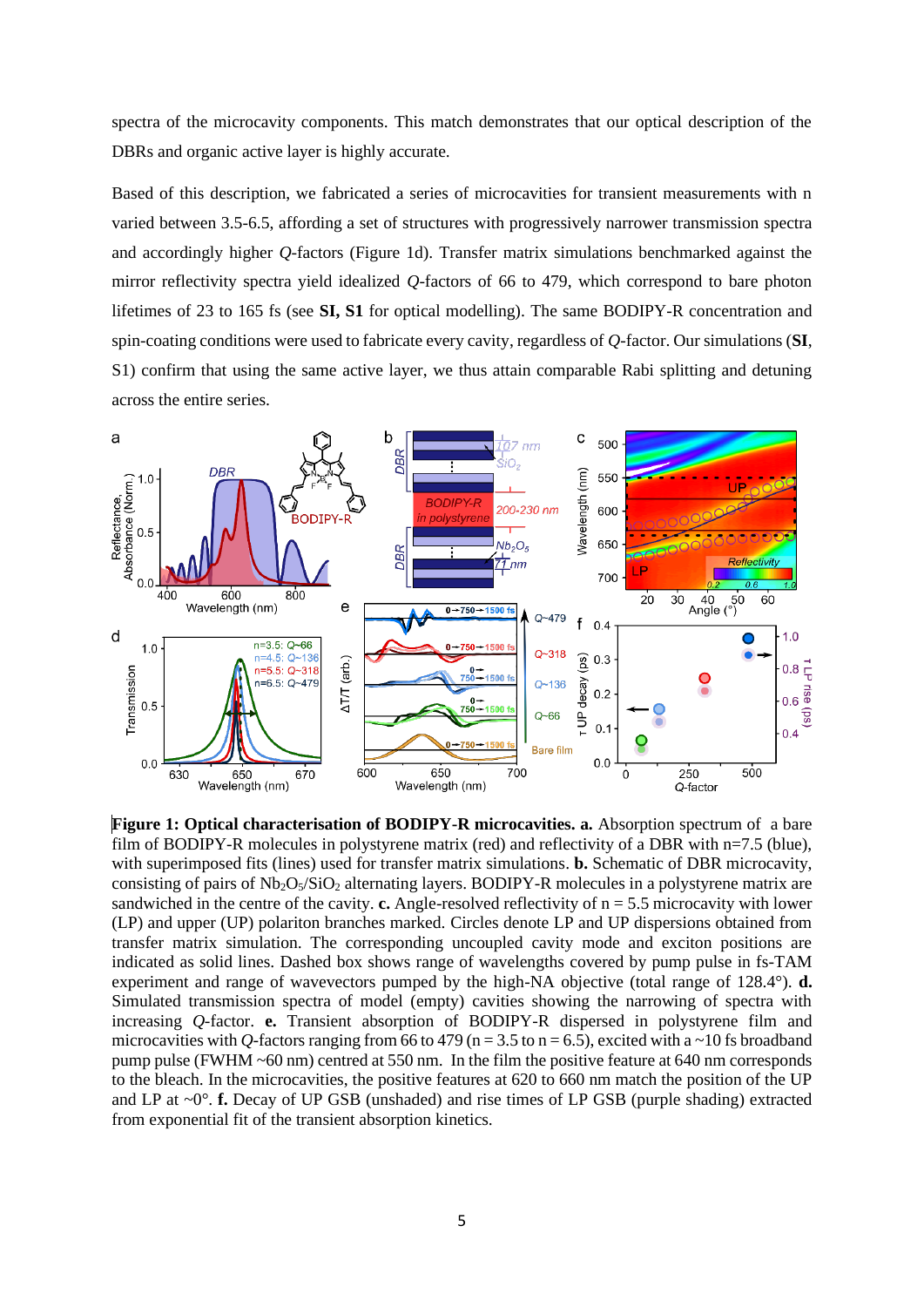spectra of the microcavity components. This match demonstrates that our optical description of the DBRs and organic active layer is highly accurate.

Based on this description, we fabricated a series of microcavities for transient measurements with n varied between 3.5-6.5, affording a set of structures with progressively narrower transmission spectra and accordingly higher *Q*-factors (Figure 1d). Transfer matrix simulations benchmarked against the mirror reflectivity spectra yield idealized *Q*-factors of 66 to 479, which correspond to bare photon lifetimes of 23 to 165 fs (see **SI, S1** for optical modelling). The same BODIPY-R concentration and spin-coating conditions were used to fabricate every cavity, regardless of *Q*-factor. Our simulations (**SI**, S1) confirm that using the same active layer, we thus attain comparable Rabi splitting and detuning across the entire series.

**Figure 1: Optical characterisation of BODIPY-R microcavities. a.** Absorption spectrum of a bare film of BODIPY-R molecules in polystyrene matrix (red) and reflectivity of a DBR with n=7.5 (blue), with superimposed fits (lines) used for transfer matrix simulations. **b.** Schematic of DBR microcavity, consisting of pairs of $Nb_2O_5$/$SiO_2$ alternating layers. BODIPY-R molecules in a polystyrene matrix are sandwiched in the centre of the cavity. **c.** Angle-resolved reflectivity of n = 5.5 microcavity with lower (LP) and upper (UP) polariton branches marked. Circles denote LP and UP dispersions obtained from transfer matrix simulation. The corresponding uncoupled cavity mode and exciton positions are indicated as solid lines. Dashed box shows range of wavelengths covered by pump pulse in fs-TAM experiment and range of wavevectors pumped by the high-NA objective (total range of 128.4°). **d.** Simulated transmission spectra of model (empty) cavities showing the narrowing of spectra with increasing *Q*-factor. **e.** Transient absorption of BODIPY-R dispersed in polystyrene film and microcavities with *Q*-factors ranging from 66 to 479 (n = 3.5 to n = 6.5), excited with a ~10 fs broadband pump pulse (FWHM ~60 nm) centred at 550 nm. In the film the positive feature at 640 nm corresponds to the bleach. In the microcavities, the positive features at 620 to 660 nm match the position of the UP and LP at ~0°. **f.** Decay of UP GSB (unshaded) and rise times of LP GSB (purple shading) extracted from exponential fit of the transient absorption kinetics.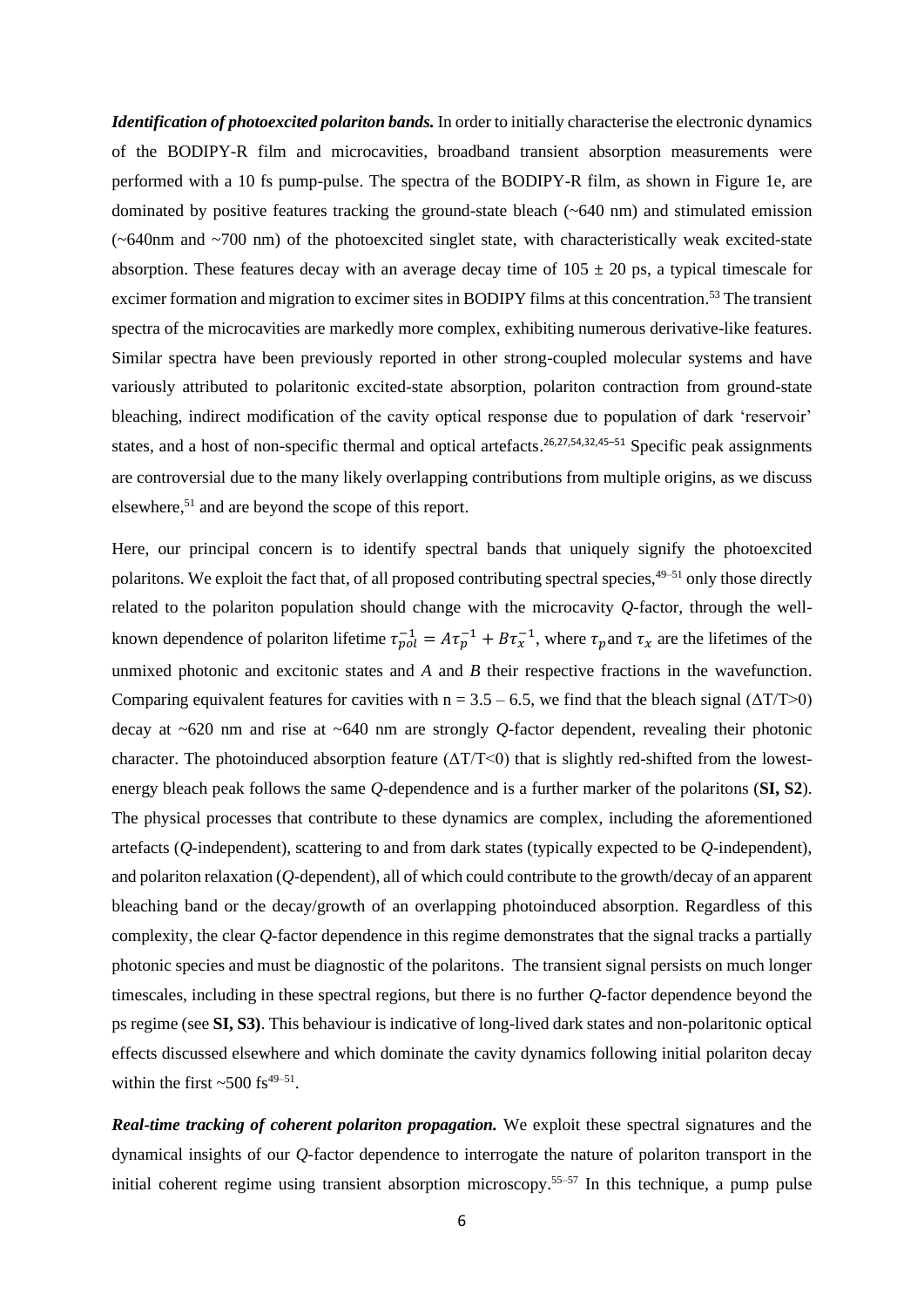***Identification of photoexcited polariton bands.*** In order to initially characterise the electronic dynamics of the BODIPY-R film and microcavities, broadband transient absorption measurements were performed with a 10 fs pump-pulse. The spectra of the BODIPY-R film, as shown in Figure 1e, are dominated by positive features tracking the ground-state bleach (~640 nm) and stimulated emission (~640nm and ~700 nm) of the photoexcited singlet state, with characteristically weak excited-state absorption. These features decay with an average decay time of 105 ± 20 ps, a typical timescale for excimer formation and migration to excimer sites in BODIPY films at this concentration.[53] The transient spectra of the microcavities are markedly more complex, exhibiting numerous derivative-like features. Similar spectra have been previously reported in other strong-coupled molecular systems and have variously attributed to polaritonic excited-state absorption, polariton contraction from ground-state bleaching, indirect modification of the cavity optical response due to population of dark 'reservoir' states, and a host of non-specific thermal and optical artefacts.[26,27,54,32,45–51] Specific peak assignments are controversial due to the many likely overlapping contributions from multiple origins, as we discuss elsewhere,[51] and are beyond the scope of this report.

Here, our principal concern is to identify spectral bands that uniquely signify the photoexcited polaritons. We exploit the fact that, of all proposed contributing spectral species,[49–51] only those directly related to the polariton population should change with the microcavity *Q*-factor, through the well-known dependence of polariton lifetime $\tau_{pol}^{-1} = A\tau_p^{-1} + B\tau_x^{-1}$, where $\tau_p$ and $\tau_x$ are the lifetimes of the unmixed photonic and excitonic states and *A* and *B* their respective fractions in the wavefunction. Comparing equivalent features for cavities with n = 3.5 – 6.5, we find that the bleach signal ($\Delta T/T>0$) decay at ~620 nm and rise at ~640 nm are strongly *Q*-factor dependent, revealing their photonic character. The photoinduced absorption feature ($\Delta T/T<0$) that is slightly red-shifted from the lowest-energy bleach peak follows the same *Q*-dependence and is a further marker of the polaritons (**SI, S2**). The physical processes that contribute to these dynamics are complex, including the aforementioned artefacts (*Q*-independent), scattering to and from dark states (typically expected to be *Q*-independent), and polariton relaxation (*Q*-dependent), all of which could contribute to the growth/decay of an apparent bleaching band or the decay/growth of an overlapping photoinduced absorption. Regardless of this complexity, the clear *Q*-factor dependence in this regime demonstrates that the signal tracks a partially photonic species and must be diagnostic of the polaritons. The transient signal persists on much longer timescales, including in these spectral regions, but there is no further *Q*-factor dependence beyond the ps regime (see **SI, S3)**. This behaviour is indicative of long-lived dark states and non-polaritonic optical effects discussed elsewhere and which dominate the cavity dynamics following initial polariton decay within the first ~500 fs[49–51].

***Real-time tracking of coherent polariton propagation.*** We exploit these spectral signatures and the dynamical insights of our *Q*-factor dependence to interrogate the nature of polariton transport in the initial coherent regime using transient absorption microscopy.[55–57] In this technique, a pump pulse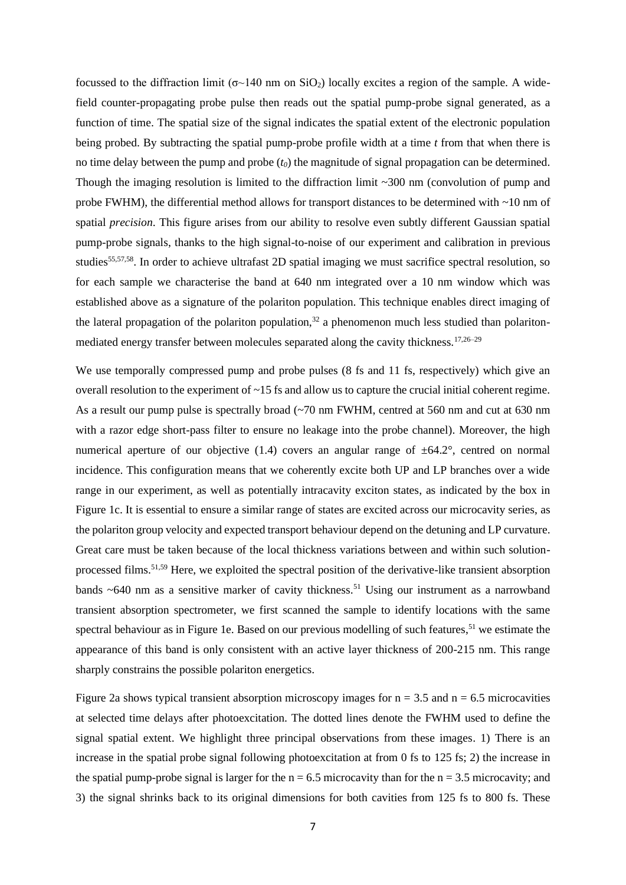focussed to the diffraction limit ($\sigma$~140 nm on $SiO_2$) locally excites a region of the sample. A wide-field counter-propagating probe pulse then reads out the spatial pump-probe signal generated, as a function of time. The spatial size of the signal indicates the spatial extent of the electronic population being probed. By subtracting the spatial pump-probe profile width at a time $t$ from that when there is no time delay between the pump and probe ($t_0$) the magnitude of signal propagation can be determined. Though the imaging resolution is limited to the diffraction limit ~300 nm (convolution of pump and probe FWHM), the differential method allows for transport distances to be determined with ~10 nm of spatial *precision*. This figure arises from our ability to resolve even subtly different Gaussian spatial pump-probe signals, thanks to the high signal-to-noise of our experiment and calibration in previous studies[55,57,58]. In order to achieve ultrafast 2D spatial imaging we must sacrifice spectral resolution, so for each sample we characterise the band at 640 nm integrated over a 10 nm window which was established above as a signature of the polariton population. This technique enables direct imaging of the lateral propagation of the polariton population,[32] a phenomenon much less studied than polariton-mediated energy transfer between molecules separated along the cavity thickness.[17,26–29]

We use temporally compressed pump and probe pulses (8 fs and 11 fs, respectively) which give an overall resolution to the experiment of ~15 fs and allow us to capture the crucial initial coherent regime. As a result our pump pulse is spectrally broad (~70 nm FWHM, centred at 560 nm and cut at 630 nm with a razor edge short-pass filter to ensure no leakage into the probe channel). Moreover, the high numerical aperture of our objective (1.4) covers an angular range of ±64.2°, centred on normal incidence. This configuration means that we coherently excite both UP and LP branches over a wide range in our experiment, as well as potentially intracavity exciton states, as indicated by the box in Figure 1c. It is essential to ensure a similar range of states are excited across our microcavity series, as the polariton group velocity and expected transport behaviour depend on the detuning and LP curvature. Great care must be taken because of the local thickness variations between and within such solution-processed films.[51,59] Here, we exploited the spectral position of the derivative-like transient absorption bands ~640 nm as a sensitive marker of cavity thickness.[51] Using our instrument as a narrowband transient absorption spectrometer, we first scanned the sample to identify locations with the same spectral behaviour as in Figure 1e. Based on our previous modelling of such features,[51] we estimate the appearance of this band is only consistent with an active layer thickness of 200-215 nm. This range sharply constrains the possible polariton energetics.

Figure 2a shows typical transient absorption microscopy images for $n = 3.5$ and $n = 6.5$ microcavities at selected time delays after photoexcitation. The dotted lines denote the FWHM used to define the signal spatial extent. We highlight three principal observations from these images. 1) There is an increase in the spatial probe signal following photoexcitation at from 0 fs to 125 fs; 2) the increase in the spatial pump-probe signal is larger for the $n = 6.5$ microcavity than for the $n = 3.5$ microcavity; and 3) the signal shrinks back to its original dimensions for both cavities from 125 fs to 800 fs. These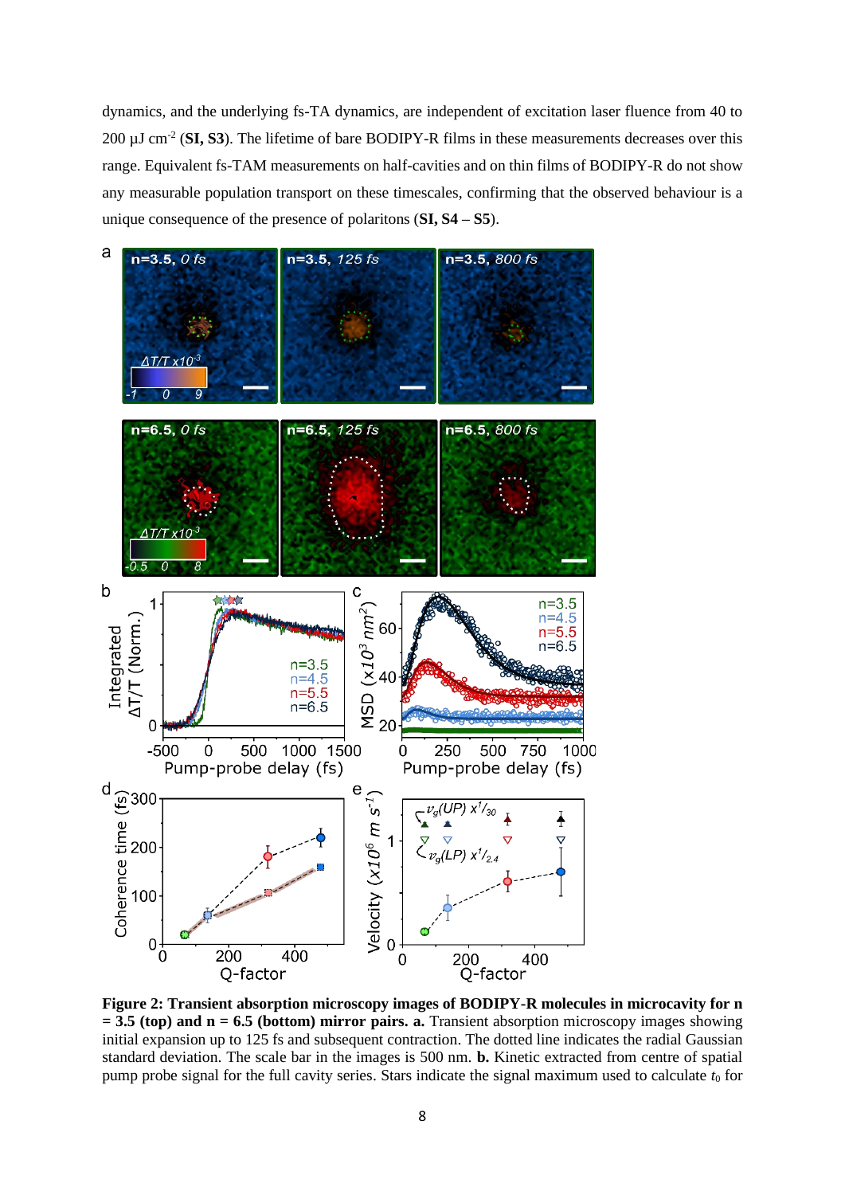dynamics, and the underlying fs-TA dynamics, are independent of excitation laser fluence from 40 to 200 µJ cm$^{-2}$ (**SI, S3**). The lifetime of bare BODIPY-R films in these measurements decreases over this range. Equivalent fs-TAM measurements on half-cavities and on thin films of BODIPY-R do not show any measurable population transport on these timescales, confirming that the observed behaviour is a unique consequence of the presence of polaritons (**SI, S4 – S5**).

**Figure 2: Transient absorption microscopy images of BODIPY-R molecules in microcavity for n = 3.5 (top) and n = 6.5 (bottom) mirror pairs. a.** Transient absorption microscopy images showing initial expansion up to 125 fs and subsequent contraction. The dotted line indicates the radial Gaussian standard deviation. The scale bar in the images is 500 nm. **b.** Kinetic extracted from centre of spatial pump probe signal for the full cavity series. Stars indicate the signal maximum used to calculate $t_0$ for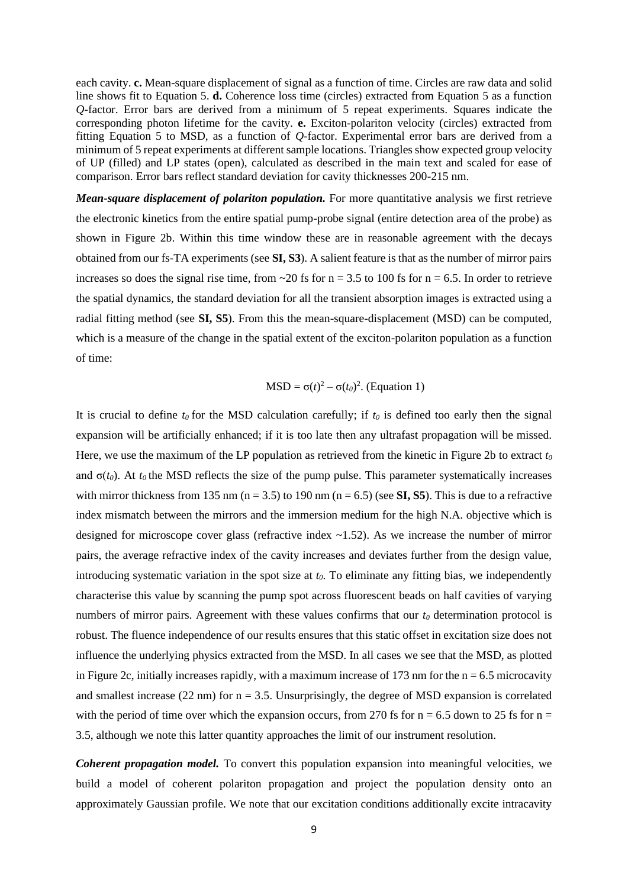each cavity. **c.** Mean-square displacement of signal as a function of time. Circles are raw data and solid line shows fit to Equation 5. **d.** Coherence loss time (circles) extracted from Equation 5 as a function *Q*-factor. Error bars are derived from a minimum of 5 repeat experiments. Squares indicate the corresponding photon lifetime for the cavity. **e.** Exciton-polariton velocity (circles) extracted from fitting Equation 5 to MSD, as a function of *Q*-factor. Experimental error bars are derived from a minimum of 5 repeat experiments at different sample locations. Triangles show expected group velocity of UP (filled) and LP states (open), calculated as described in the main text and scaled for ease of comparison. Error bars reflect standard deviation for cavity thicknesses 200-215 nm.

***Mean-square displacement of polariton population.*** For more quantitative analysis we first retrieve the electronic kinetics from the entire spatial pump-probe signal (entire detection area of the probe) as shown in Figure 2b. Within this time window these are in reasonable agreement with the decays obtained from our fs-TA experiments (see **SI, S3**). A salient feature is that as the number of mirror pairs increases so does the signal rise time, from ~20 fs for n = 3.5 to 100 fs for n = 6.5. In order to retrieve the spatial dynamics, the standard deviation for all the transient absorption images is extracted using a radial fitting method (see **SI, S5**). From this the mean-square-displacement (MSD) can be computed, which is a measure of the change in the spatial extent of the exciton-polariton population as a function of time:

$$\mathrm{MSD} = \sigma(t)^2 - \sigma(t_0)^2. \text{ (Equation 1)}$$

It is crucial to define $t_0$ for the MSD calculation carefully; if $t_0$ is defined too early then the signal expansion will be artificially enhanced; if it is too late then any ultrafast propagation will be missed. Here, we use the maximum of the LP population as retrieved from the kinetic in Figure 2b to extract $t_0$ and $\sigma(t_0)$. At $t_0$ the MSD reflects the size of the pump pulse. This parameter systematically increases with mirror thickness from 135 nm (n = 3.5) to 190 nm (n = 6.5) (see **SI, S5**). This is due to a refractive index mismatch between the mirrors and the immersion medium for the high N.A. objective which is designed for microscope cover glass (refractive index ~1.52). As we increase the number of mirror pairs, the average refractive index of the cavity increases and deviates further from the design value, introducing systematic variation in the spot size at $t_0$. To eliminate any fitting bias, we independently characterise this value by scanning the pump spot across fluorescent beads on half cavities of varying numbers of mirror pairs. Agreement with these values confirms that our $t_0$ determination protocol is robust. The fluence independence of our results ensures that this static offset in excitation size does not influence the underlying physics extracted from the MSD. In all cases we see that the MSD, as plotted in Figure 2c, initially increases rapidly, with a maximum increase of 173 nm for the n = 6.5 microcavity and smallest increase (22 nm) for n = 3.5. Unsurprisingly, the degree of MSD expansion is correlated with the period of time over which the expansion occurs, from 270 fs for n = 6.5 down to 25 fs for n = 3.5, although we note this latter quantity approaches the limit of our instrument resolution.

***Coherent propagation model.*** To convert this population expansion into meaningful velocities, we build a model of coherent polariton propagation and project the population density onto an approximately Gaussian profile. We note that our excitation conditions additionally excite intracavity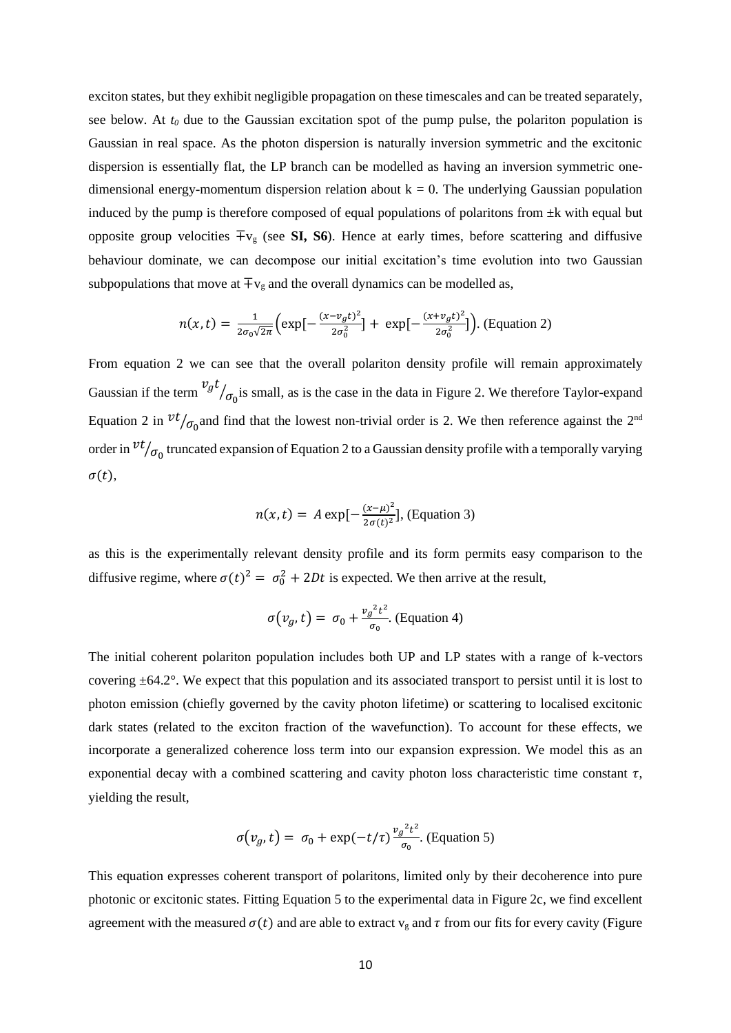exciton states, but they exhibit negligible propagation on these timescales and can be treated separately, see below. At $t_0$ due to the Gaussian excitation spot of the pump pulse, the polariton population is Gaussian in real space. As the photon dispersion is naturally inversion symmetric and the excitonic dispersion is essentially flat, the LP branch can be modelled as having an inversion symmetric one-dimensional energy-momentum dispersion relation about k = 0. The underlying Gaussian population induced by the pump is therefore composed of equal populations of polaritons from ±k with equal but opposite group velocities $\mp v_g$ (see **SI, S6**). Hence at early times, before scattering and diffusive behaviour dominate, we can decompose our initial excitation's time evolution into two Gaussian subpopulations that move at $\mp v_g$ and the overall dynamics can be modelled as,

$$n(x,t) = \frac{1}{2\sigma_0\sqrt{2\pi}}\left(\exp[-\frac{(x-v_g t)^2}{2\sigma_0^2}] + \exp[-\frac{(x+v_g t)^2}{2\sigma_0^2}]\right). \text{ (Equation 2)}$$

From equation 2 we can see that the overall polariton density profile will remain approximately Gaussian if the term $v_g t/\sigma_0$ is small, as is the case in the data in Figure 2. We therefore Taylor-expand Equation 2 in $vt/\sigma_0$ and find that the lowest non-trivial order is 2. We then reference against the 2nd order in $vt/\sigma_0$ truncated expansion of Equation 2 to a Gaussian density profile with a temporally varying $\sigma(t)$,

$$n(x,t) = A\exp[-\frac{(x-\mu)^2}{2\sigma(t)^2}], \text{ (Equation 3)}$$

as this is the experimentally relevant density profile and its form permits easy comparison to the diffusive regime, where $\sigma(t)^2 = \sigma_0^2 + 2Dt$ is expected. We then arrive at the result,

$$\sigma(v_g, t) = \sigma_0 + \frac{{v_g}^2 t^2}{\sigma_0}. \text{ (Equation 4)}$$

The initial coherent polariton population includes both UP and LP states with a range of k-vectors covering ±64.2°. We expect that this population and its associated transport to persist until it is lost to photon emission (chiefly governed by the cavity photon lifetime) or scattering to localised excitonic dark states (related to the exciton fraction of the wavefunction). To account for these effects, we incorporate a generalized coherence loss term into our expansion expression. We model this as an exponential decay with a combined scattering and cavity photon loss characteristic time constant $\tau$, yielding the result,

$$\sigma(v_g, t) = \sigma_0 + \exp(-t/\tau)\frac{{v_g}^2 t^2}{\sigma_0}. \text{ (Equation 5)}$$

This equation expresses coherent transport of polaritons, limited only by their decoherence into pure photonic or excitonic states. Fitting Equation 5 to the experimental data in Figure 2c, we find excellent agreement with the measured $\sigma(t)$ and are able to extract $v_g$ and $\tau$ from our fits for every cavity (Figure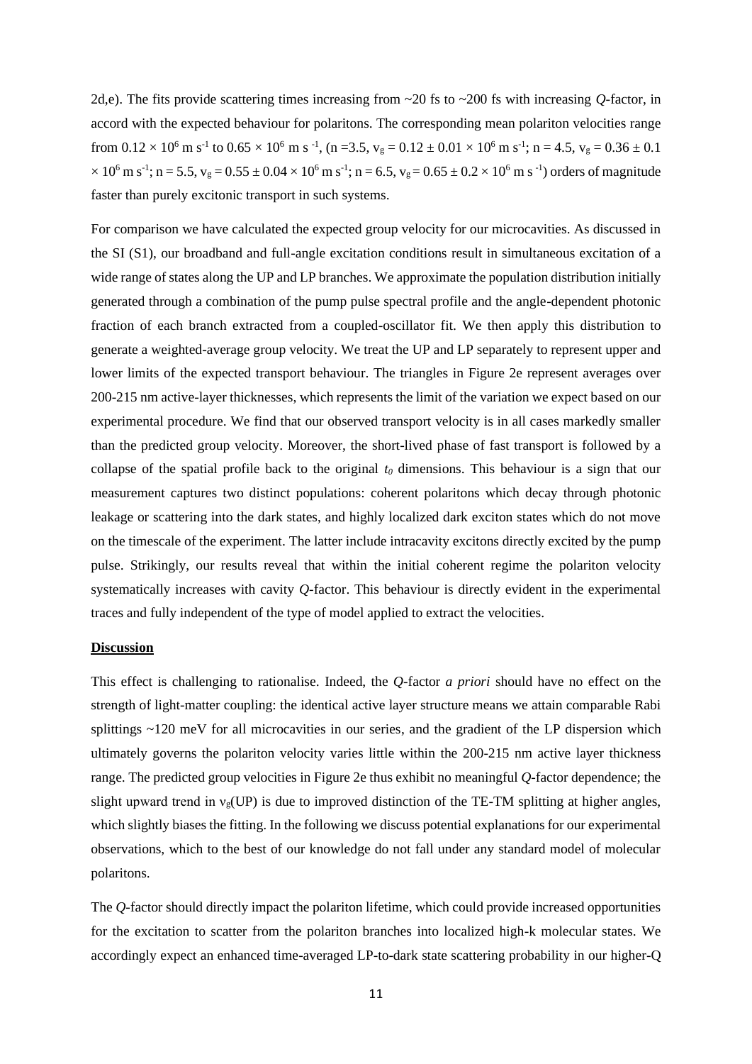2d,e). The fits provide scattering times increasing from ~20 fs to ~200 fs with increasing *Q*-factor, in accord with the expected behaviour for polaritons. The corresponding mean polariton velocities range from $0.12 \times 10^6$ m s$^{-1}$ to $0.65 \times 10^6$ m s$^{-1}$, (n =3.5, $v_g = 0.12 \pm 0.01 \times 10^6$ m s$^{-1}$; n = 4.5, $v_g = 0.36 \pm 0.1 \times 10^6$ m s$^{-1}$; n = 5.5, $v_g = 0.55 \pm 0.04 \times 10^6$ m s$^{-1}$; n = 6.5, $v_g = 0.65 \pm 0.2 \times 10^6$ m s$^{-1}$) orders of magnitude faster than purely excitonic transport in such systems.

For comparison we have calculated the expected group velocity for our microcavities. As discussed in the SI (S1), our broadband and full-angle excitation conditions result in simultaneous excitation of a wide range of states along the UP and LP branches. We approximate the population distribution initially generated through a combination of the pump pulse spectral profile and the angle-dependent photonic fraction of each branch extracted from a coupled-oscillator fit. We then apply this distribution to generate a weighted-average group velocity. We treat the UP and LP separately to represent upper and lower limits of the expected transport behaviour. The triangles in Figure 2e represent averages over 200-215 nm active-layer thicknesses, which represents the limit of the variation we expect based on our experimental procedure. We find that our observed transport velocity is in all cases markedly smaller than the predicted group velocity. Moreover, the short-lived phase of fast transport is followed by a collapse of the spatial profile back to the original $t_0$ dimensions. This behaviour is a sign that our measurement captures two distinct populations: coherent polaritons which decay through photonic leakage or scattering into the dark states, and highly localized dark exciton states which do not move on the timescale of the experiment. The latter include intracavity excitons directly excited by the pump pulse. Strikingly, our results reveal that within the initial coherent regime the polariton velocity systematically increases with cavity *Q*-factor. This behaviour is directly evident in the experimental traces and fully independent of the type of model applied to extract the velocities.

## Discussion

This effect is challenging to rationalise. Indeed, the *Q*-factor *a priori* should have no effect on the strength of light-matter coupling: the identical active layer structure means we attain comparable Rabi splittings ~120 meV for all microcavities in our series, and the gradient of the LP dispersion which ultimately governs the polariton velocity varies little within the 200-215 nm active layer thickness range. The predicted group velocities in Figure 2e thus exhibit no meaningful *Q*-factor dependence; the slight upward trend in $v_g$(UP) is due to improved distinction of the TE-TM splitting at higher angles, which slightly biases the fitting. In the following we discuss potential explanations for our experimental observations, which to the best of our knowledge do not fall under any standard model of molecular polaritons.

The *Q*-factor should directly impact the polariton lifetime, which could provide increased opportunities for the excitation to scatter from the polariton branches into localized high-k molecular states. We accordingly expect an enhanced time-averaged LP-to-dark state scattering probability in our higher-Q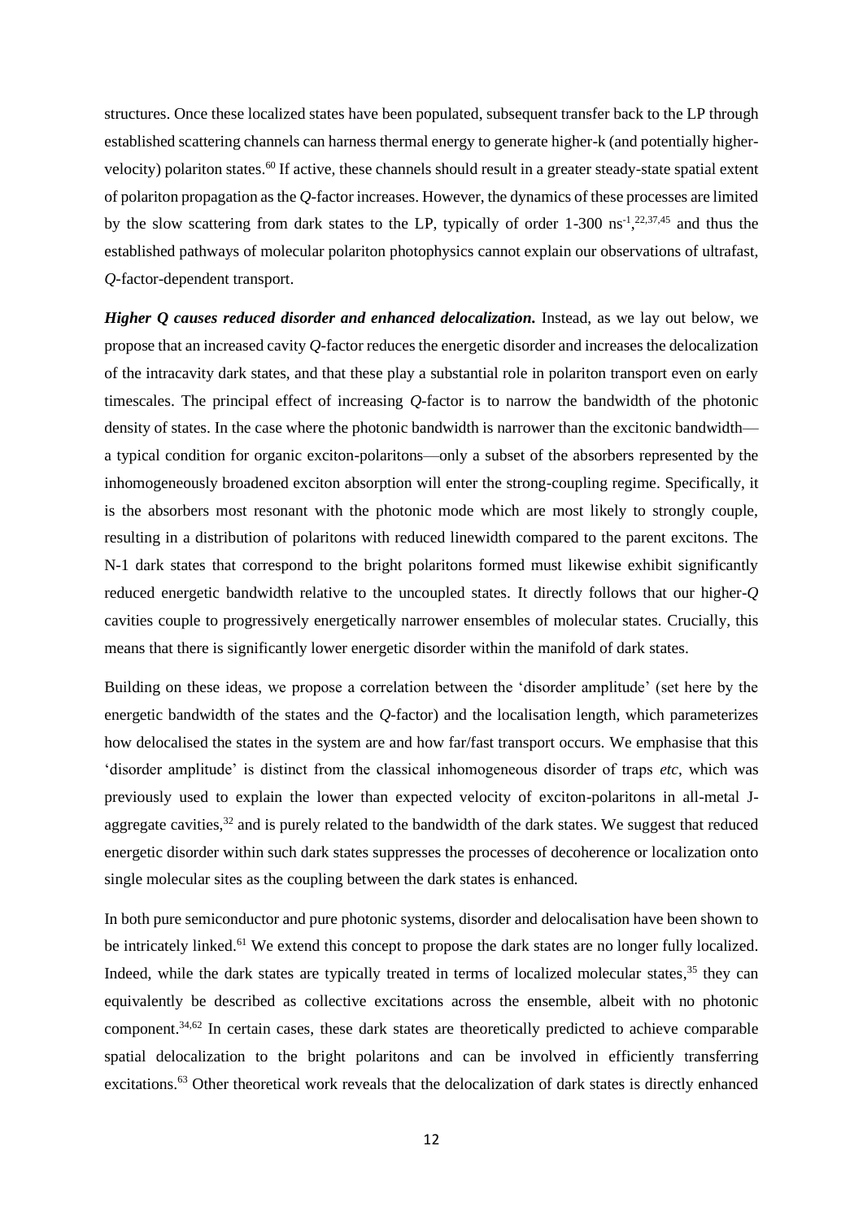structures. Once these localized states have been populated, subsequent transfer back to the LP through established scattering channels can harness thermal energy to generate higher-k (and potentially higher-velocity) polariton states.[60] If active, these channels should result in a greater steady-state spatial extent of polariton propagation as the *Q*-factor increases. However, the dynamics of these processes are limited by the slow scattering from dark states to the LP, typically of order 1-300 $ns^{-1}$,[22,37,45] and thus the established pathways of molecular polariton photophysics cannot explain our observations of ultrafast, *Q*-factor-dependent transport.

***Higher Q causes reduced disorder and enhanced delocalization.*** Instead, as we lay out below, we propose that an increased cavity *Q*-factor reduces the energetic disorder and increases the delocalization of the intracavity dark states, and that these play a substantial role in polariton transport even on early timescales. The principal effect of increasing *Q*-factor is to narrow the bandwidth of the photonic density of states. In the case where the photonic bandwidth is narrower than the excitonic bandwidth—a typical condition for organic exciton-polaritons—only a subset of the absorbers represented by the inhomogeneously broadened exciton absorption will enter the strong-coupling regime. Specifically, it is the absorbers most resonant with the photonic mode which are most likely to strongly couple, resulting in a distribution of polaritons with reduced linewidth compared to the parent excitons. The N-1 dark states that correspond to the bright polaritons formed must likewise exhibit significantly reduced energetic bandwidth relative to the uncoupled states. It directly follows that our higher-*Q* cavities couple to progressively energetically narrower ensembles of molecular states. Crucially, this means that there is significantly lower energetic disorder within the manifold of dark states.

Building on these ideas, we propose a correlation between the 'disorder amplitude' (set here by the energetic bandwidth of the states and the *Q*-factor) and the localisation length, which parameterizes how delocalised the states in the system are and how far/fast transport occurs. We emphasise that this 'disorder amplitude' is distinct from the classical inhomogeneous disorder of traps *etc*, which was previously used to explain the lower than expected velocity of exciton-polaritons in all-metal J-aggregate cavities,[32] and is purely related to the bandwidth of the dark states. We suggest that reduced energetic disorder within such dark states suppresses the processes of decoherence or localization onto single molecular sites as the coupling between the dark states is enhanced.

In both pure semiconductor and pure photonic systems, disorder and delocalisation have been shown to be intricately linked.[61] We extend this concept to propose the dark states are no longer fully localized. Indeed, while the dark states are typically treated in terms of localized molecular states,[35] they can equivalently be described as collective excitations across the ensemble, albeit with no photonic component.[34,62] In certain cases, these dark states are theoretically predicted to achieve comparable spatial delocalization to the bright polaritons and can be involved in efficiently transferring excitations.[63] Other theoretical work reveals that the delocalization of dark states is directly enhanced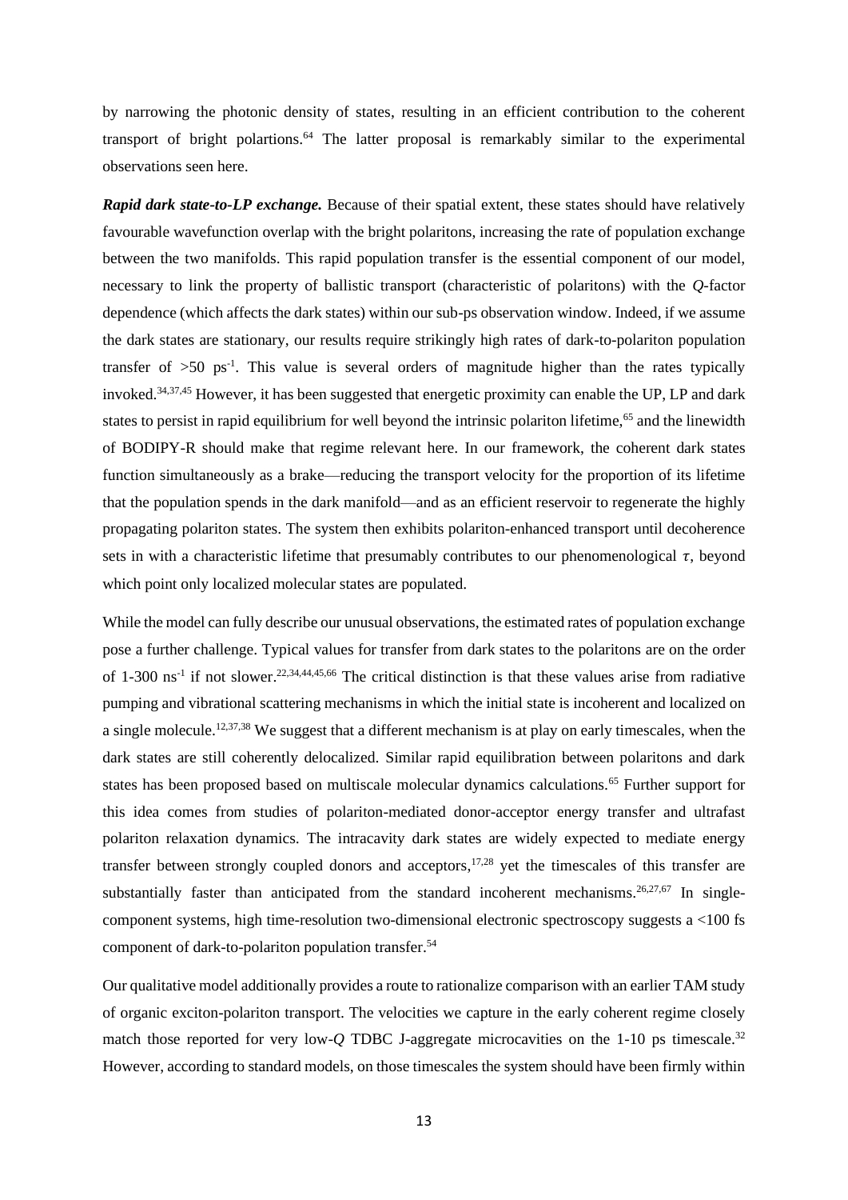by narrowing the photonic density of states, resulting in an efficient contribution to the coherent transport of bright polartions.[64] The latter proposal is remarkably similar to the experimental observations seen here.

***Rapid dark state-to-LP exchange.*** Because of their spatial extent, these states should have relatively favourable wavefunction overlap with the bright polaritons, increasing the rate of population exchange between the two manifolds. This rapid population transfer is the essential component of our model, necessary to link the property of ballistic transport (characteristic of polaritons) with the *Q*-factor dependence (which affects the dark states) within our sub-ps observation window. Indeed, if we assume the dark states are stationary, our results require strikingly high rates of dark-to-polariton population transfer of >50 $ps^{-1}$. This value is several orders of magnitude higher than the rates typically invoked.[34,37,45] However, it has been suggested that energetic proximity can enable the UP, LP and dark states to persist in rapid equilibrium for well beyond the intrinsic polariton lifetime,[65] and the linewidth of BODIPY-R should make that regime relevant here. In our framework, the coherent dark states function simultaneously as a brake—reducing the transport velocity for the proportion of its lifetime that the population spends in the dark manifold—and as an efficient reservoir to regenerate the highly propagating polariton states. The system then exhibits polariton-enhanced transport until decoherence sets in with a characteristic lifetime that presumably contributes to our phenomenological $\tau$, beyond which point only localized molecular states are populated.

While the model can fully describe our unusual observations, the estimated rates of population exchange pose a further challenge. Typical values for transfer from dark states to the polaritons are on the order of 1-300 $ns^{-1}$ if not slower.[22,34,44,45,66] The critical distinction is that these values arise from radiative pumping and vibrational scattering mechanisms in which the initial state is incoherent and localized on a single molecule.[12,37,38] We suggest that a different mechanism is at play on early timescales, when the dark states are still coherently delocalized. Similar rapid equilibration between polaritons and dark states has been proposed based on multiscale molecular dynamics calculations.[65] Further support for this idea comes from studies of polariton-mediated donor-acceptor energy transfer and ultrafast polariton relaxation dynamics. The intracavity dark states are widely expected to mediate energy transfer between strongly coupled donors and acceptors,[17,28] yet the timescales of this transfer are substantially faster than anticipated from the standard incoherent mechanisms.[26,27,67] In single-component systems, high time-resolution two-dimensional electronic spectroscopy suggests a <100 fs component of dark-to-polariton population transfer.[54]

Our qualitative model additionally provides a route to rationalize comparison with an earlier TAM study of organic exciton-polariton transport. The velocities we capture in the early coherent regime closely match those reported for very low-*Q* TDBC J-aggregate microcavities on the 1-10 ps timescale.[32] However, according to standard models, on those timescales the system should have been firmly within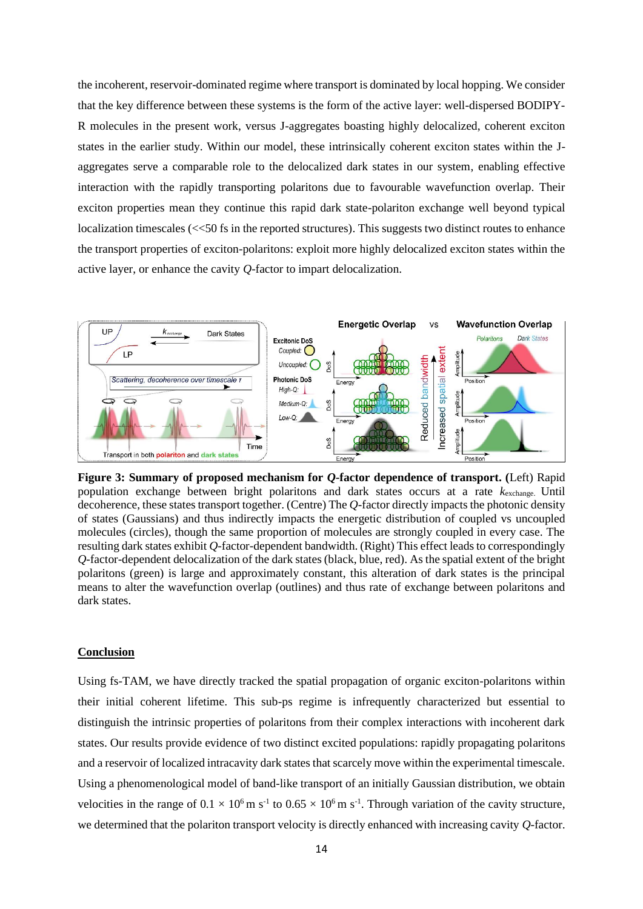the incoherent, reservoir-dominated regime where transport is dominated by local hopping. We consider that the key difference between these systems is the form of the active layer: well-dispersed BODIPY-R molecules in the present work, versus J-aggregates boasting highly delocalized, coherent exciton states in the earlier study. Within our model, these intrinsically coherent exciton states within the J-aggregates serve a comparable role to the delocalized dark states in our system, enabling effective interaction with the rapidly transporting polaritons due to favourable wavefunction overlap. Their exciton properties mean they continue this rapid dark state-polariton exchange well beyond typical localization timescales (<<50 fs in the reported structures). This suggests two distinct routes to enhance the transport properties of exciton-polaritons: exploit more highly delocalized exciton states within the active layer, or enhance the cavity $Q$-factor to impart delocalization.

**Figure 3: Summary of proposed mechanism for $Q$-factor dependence of transport.** (Left) Rapid population exchange between bright polaritons and dark states occurs at a rate $k_{exchange}$. Until decoherence, these states transport together. (Centre) The $Q$-factor directly impacts the photonic density of states (Gaussians) and thus indirectly impacts the energetic distribution of coupled vs uncoupled molecules (circles), though the same proportion of molecules are strongly coupled in every case. The resulting dark states exhibit $Q$-factor-dependent bandwidth. (Right) This effect leads to correspondingly $Q$-factor-dependent delocalization of the dark states (black, blue, red). As the spatial extent of the bright polaritons (green) is large and approximately constant, this alteration of dark states is the principal means to alter the wavefunction overlap (outlines) and thus rate of exchange between polaritons and dark states.

## Conclusion

Using fs-TAM, we have directly tracked the spatial propagation of organic exciton-polaritons within their initial coherent lifetime. This sub-ps regime is infrequently characterized but essential to distinguish the intrinsic properties of polaritons from their complex interactions with incoherent dark states. Our results provide evidence of two distinct excited populations: rapidly propagating polaritons and a reservoir of localized intracavity dark states that scarcely move within the experimental timescale. Using a phenomenological model of band-like transport of an initially Gaussian distribution, we obtain velocities in the range of $0.1 \times 10^6$ m s$^{-1}$ to $0.65 \times 10^6$ m s$^{-1}$. Through variation of the cavity structure, we determined that the polariton transport velocity is directly enhanced with increasing cavity $Q$-factor.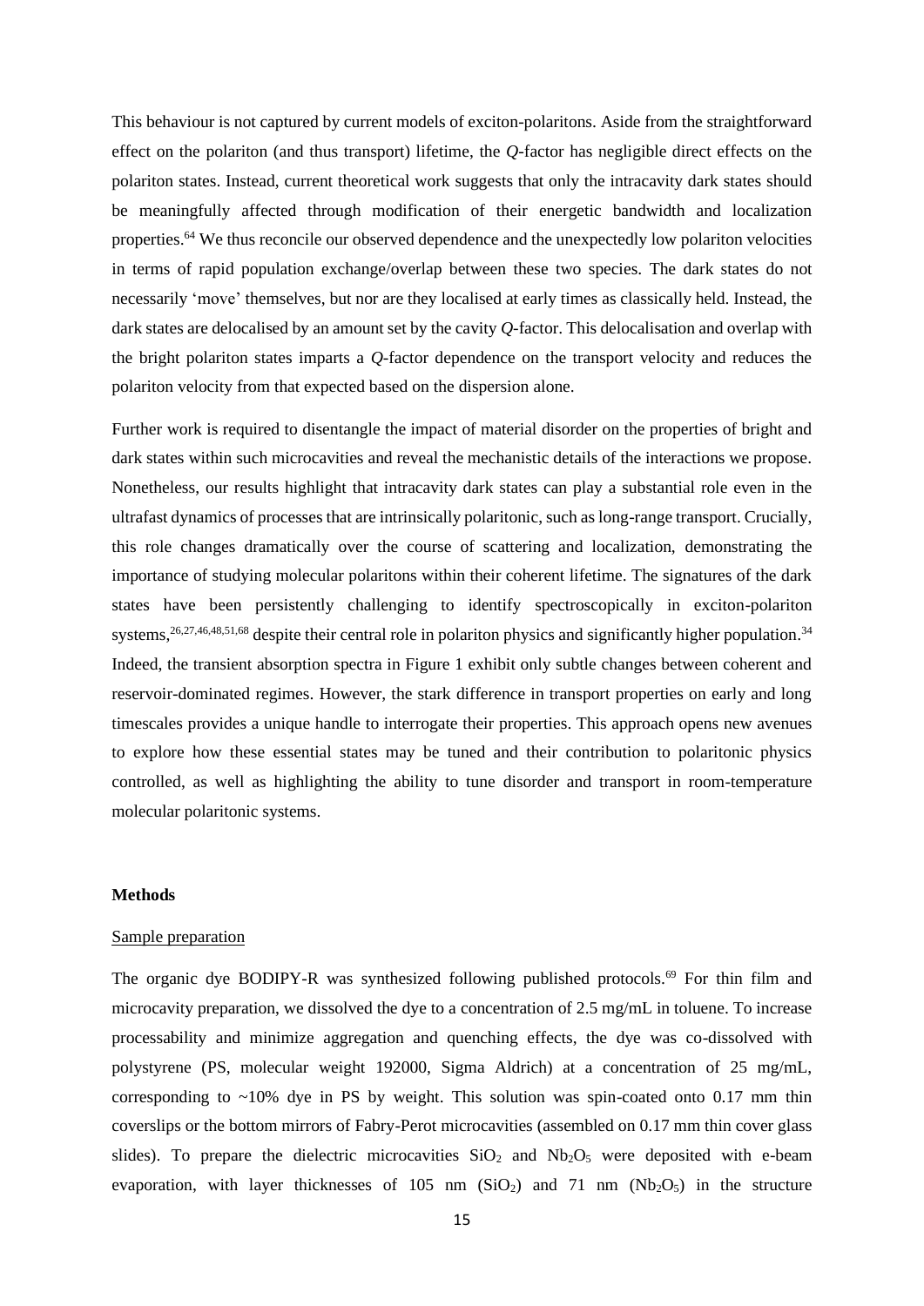This behaviour is not captured by current models of exciton-polaritons. Aside from the straightforward effect on the polariton (and thus transport) lifetime, the *Q*-factor has negligible direct effects on the polariton states. Instead, current theoretical work suggests that only the intracavity dark states should be meaningfully affected through modification of their energetic bandwidth and localization properties.[64] We thus reconcile our observed dependence and the unexpectedly low polariton velocities in terms of rapid population exchange/overlap between these two species. The dark states do not necessarily 'move' themselves, but nor are they localised at early times as classically held. Instead, the dark states are delocalised by an amount set by the cavity *Q*-factor. This delocalisation and overlap with the bright polariton states imparts a *Q*-factor dependence on the transport velocity and reduces the polariton velocity from that expected based on the dispersion alone.

Further work is required to disentangle the impact of material disorder on the properties of bright and dark states within such microcavities and reveal the mechanistic details of the interactions we propose. Nonetheless, our results highlight that intracavity dark states can play a substantial role even in the ultrafast dynamics of processes that are intrinsically polaritonic, such as long-range transport. Crucially, this role changes dramatically over the course of scattering and localization, demonstrating the importance of studying molecular polaritons within their coherent lifetime. The signatures of the dark states have been persistently challenging to identify spectroscopically in exciton-polariton systems,[26,27,46,48,51,68] despite their central role in polariton physics and significantly higher population.[34] Indeed, the transient absorption spectra in Figure 1 exhibit only subtle changes between coherent and reservoir-dominated regimes. However, the stark difference in transport properties on early and long timescales provides a unique handle to interrogate their properties. This approach opens new avenues to explore how these essential states may be tuned and their contribution to polaritonic physics controlled, as well as highlighting the ability to tune disorder and transport in room-temperature molecular polaritonic systems.

## Methods

### Sample preparation

The organic dye BODIPY-R was synthesized following published protocols.[69] For thin film and microcavity preparation, we dissolved the dye to a concentration of 2.5 mg/mL in toluene. To increase processability and minimize aggregation and quenching effects, the dye was co-dissolved with polystyrene (PS, molecular weight 192000, Sigma Aldrich) at a concentration of 25 mg/mL, corresponding to ~10% dye in PS by weight. This solution was spin-coated onto 0.17 mm thin coverslips or the bottom mirrors of Fabry-Perot microcavities (assembled on 0.17 mm thin cover glass slides). To prepare the dielectric microcavities $SiO_2$ and $Nb_2O_5$ were deposited with e-beam evaporation, with layer thicknesses of 105 nm ($SiO_2$) and 71 nm ($Nb_2O_5$) in the structure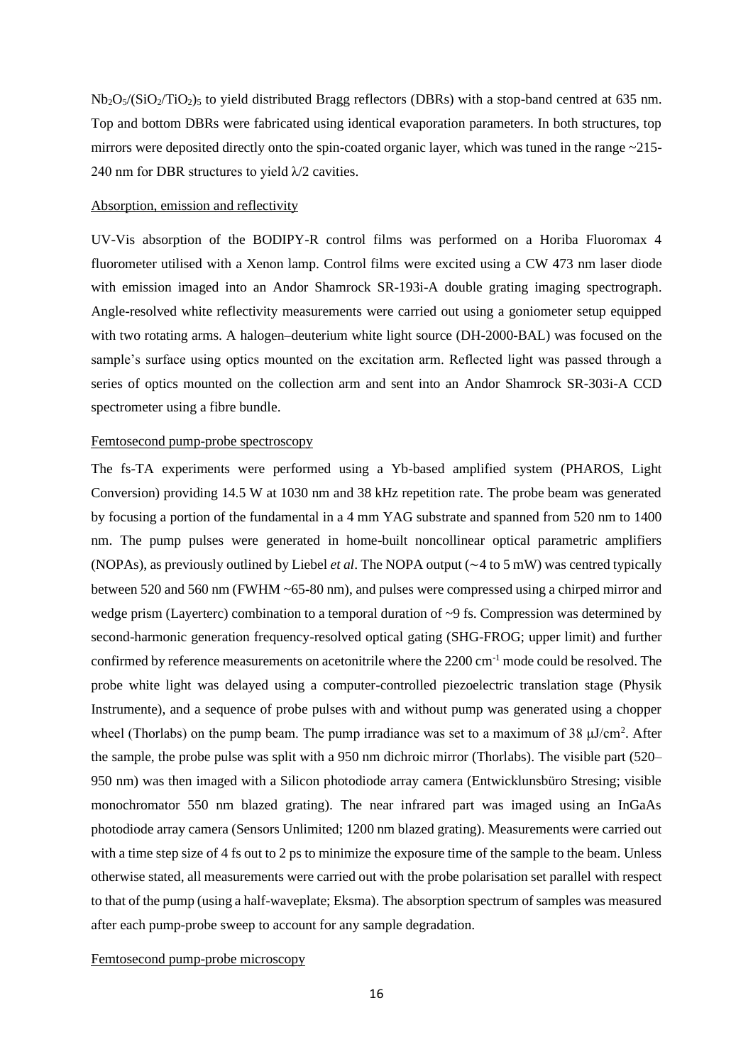$Nb_2O_5/(SiO_2/TiO_2)_5$ to yield distributed Bragg reflectors (DBRs) with a stop-band centred at 635 nm. Top and bottom DBRs were fabricated using identical evaporation parameters. In both structures, top mirrors were deposited directly onto the spin-coated organic layer, which was tuned in the range ~215-240 nm for DBR structures to yield $\lambda/2$ cavities.

## Absorption, emission and reflectivity

UV-Vis absorption of the BODIPY-R control films was performed on a Horiba Fluoromax 4 fluorometer utilised with a Xenon lamp. Control films were excited using a CW 473 nm laser diode with emission imaged into an Andor Shamrock SR-193i-A double grating imaging spectrograph. Angle-resolved white reflectivity measurements were carried out using a goniometer setup equipped with two rotating arms. A halogen–deuterium white light source (DH-2000-BAL) was focused on the sample's surface using optics mounted on the excitation arm. Reflected light was passed through a series of optics mounted on the collection arm and sent into an Andor Shamrock SR-303i-A CCD spectrometer using a fibre bundle.

## Femtosecond pump-probe spectroscopy

The fs-TA experiments were performed using a Yb-based amplified system (PHAROS, Light Conversion) providing 14.5 W at 1030 nm and 38 kHz repetition rate. The probe beam was generated by focusing a portion of the fundamental in a 4 mm YAG substrate and spanned from 520 nm to 1400 nm. The pump pulses were generated in home-built noncollinear optical parametric amplifiers (NOPAs), as previously outlined by Liebel *et al*. The NOPA output (∼4 to 5 mW) was centred typically between 520 and 560 nm (FWHM ~65-80 nm), and pulses were compressed using a chirped mirror and wedge prism (Layerterc) combination to a temporal duration of ~9 fs. Compression was determined by second-harmonic generation frequency-resolved optical gating (SHG-FROG; upper limit) and further confirmed by reference measurements on acetonitrile where the 2200 $cm^{-1}$ mode could be resolved. The probe white light was delayed using a computer-controlled piezoelectric translation stage (Physik Instrumente), and a sequence of probe pulses with and without pump was generated using a chopper wheel (Thorlabs) on the pump beam. The pump irradiance was set to a maximum of 38 $\mu J/cm^2$. After the sample, the probe pulse was split with a 950 nm dichroic mirror (Thorlabs). The visible part (520–950 nm) was then imaged with a Silicon photodiode array camera (Entwicklunsbüro Stresing; visible monochromator 550 nm blazed grating). The near infrared part was imaged using an InGaAs photodiode array camera (Sensors Unlimited; 1200 nm blazed grating). Measurements were carried out with a time step size of 4 fs out to 2 ps to minimize the exposure time of the sample to the beam. Unless otherwise stated, all measurements were carried out with the probe polarisation set parallel with respect to that of the pump (using a half-waveplate; Eksma). The absorption spectrum of samples was measured after each pump-probe sweep to account for any sample degradation.

## Femtosecond pump-probe microscopy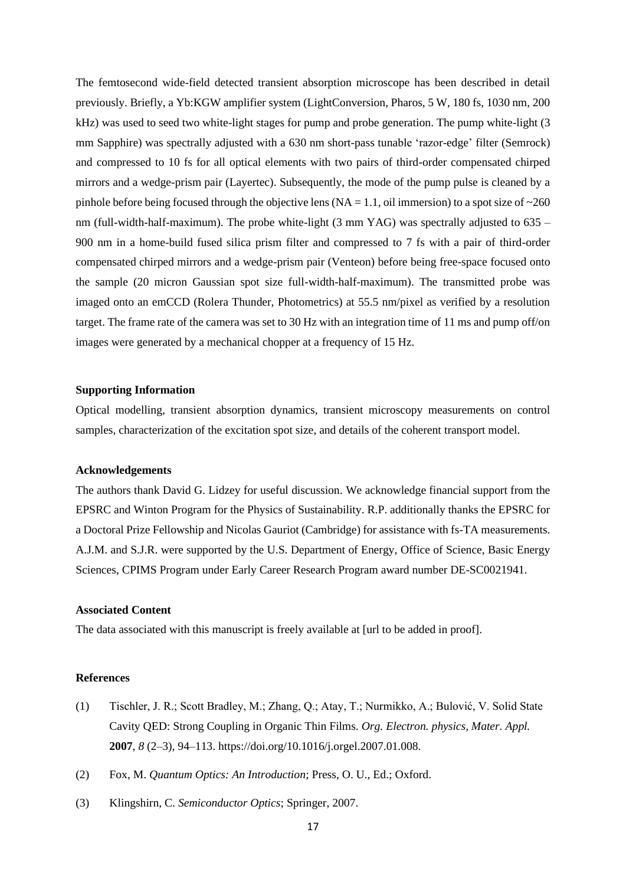The femtosecond wide-field detected transient absorption microscope has been described in detail previously. Briefly, a Yb:KGW amplifier system (LightConversion, Pharos, 5 W, 180 fs, 1030 nm, 200 kHz) was used to seed two white-light stages for pump and probe generation. The pump white-light (3 mm Sapphire) was spectrally adjusted with a 630 nm short-pass tunable 'razor-edge' filter (Semrock) and compressed to 10 fs for all optical elements with two pairs of third-order compensated chirped mirrors and a wedge-prism pair (Layertec). Subsequently, the mode of the pump pulse is cleaned by a pinhole before being focused through the objective lens (NA = 1.1, oil immersion) to a spot size of ~260 nm (full-width-half-maximum). The probe white-light (3 mm YAG) was spectrally adjusted to 635 – 900 nm in a home-build fused silica prism filter and compressed to 7 fs with a pair of third-order compensated chirped mirrors and a wedge-prism pair (Venteon) before being free-space focused onto the sample (20 micron Gaussian spot size full-width-half-maximum). The transmitted probe was imaged onto an emCCD (Rolera Thunder, Photometrics) at 55.5 nm/pixel as verified by a resolution target. The frame rate of the camera was set to 30 Hz with an integration time of 11 ms and pump off/on images were generated by a mechanical chopper at a frequency of 15 Hz.

**Supporting Information**

Optical modelling, transient absorption dynamics, transient microscopy measurements on control samples, characterization of the excitation spot size, and details of the coherent transport model.

**Acknowledgements**

The authors thank David G. Lidzey for useful discussion. We acknowledge financial support from the EPSRC and Winton Program for the Physics of Sustainability. R.P. additionally thanks the EPSRC for a Doctoral Prize Fellowship and Nicolas Gauriot (Cambridge) for assistance with fs-TA measurements. A.J.M. and S.J.R. were supported by the U.S. Department of Energy, Office of Science, Basic Energy Sciences, CPIMS Program under Early Career Research Program award number DE-SC0021941.

**Associated Content**

The data associated with this manuscript is freely available at [url to be added in proof].

**References**

(1) Tischler, J. R.; Scott Bradley, M.; Zhang, Q.; Atay, T.; Nurmikko, A.; Bulović, V. Solid State Cavity QED: Strong Coupling in Organic Thin Films. *Org. Electron. physics, Mater. Appl.* **2007**, *8* (2–3), 94–113. https://doi.org/10.1016/j.orgel.2007.01.008.

(2) Fox, M. *Quantum Optics: An Introduction*; Press, O. U., Ed.; Oxford.

(3) Klingshirn, C. *Semiconductor Optics*; Springer, 2007.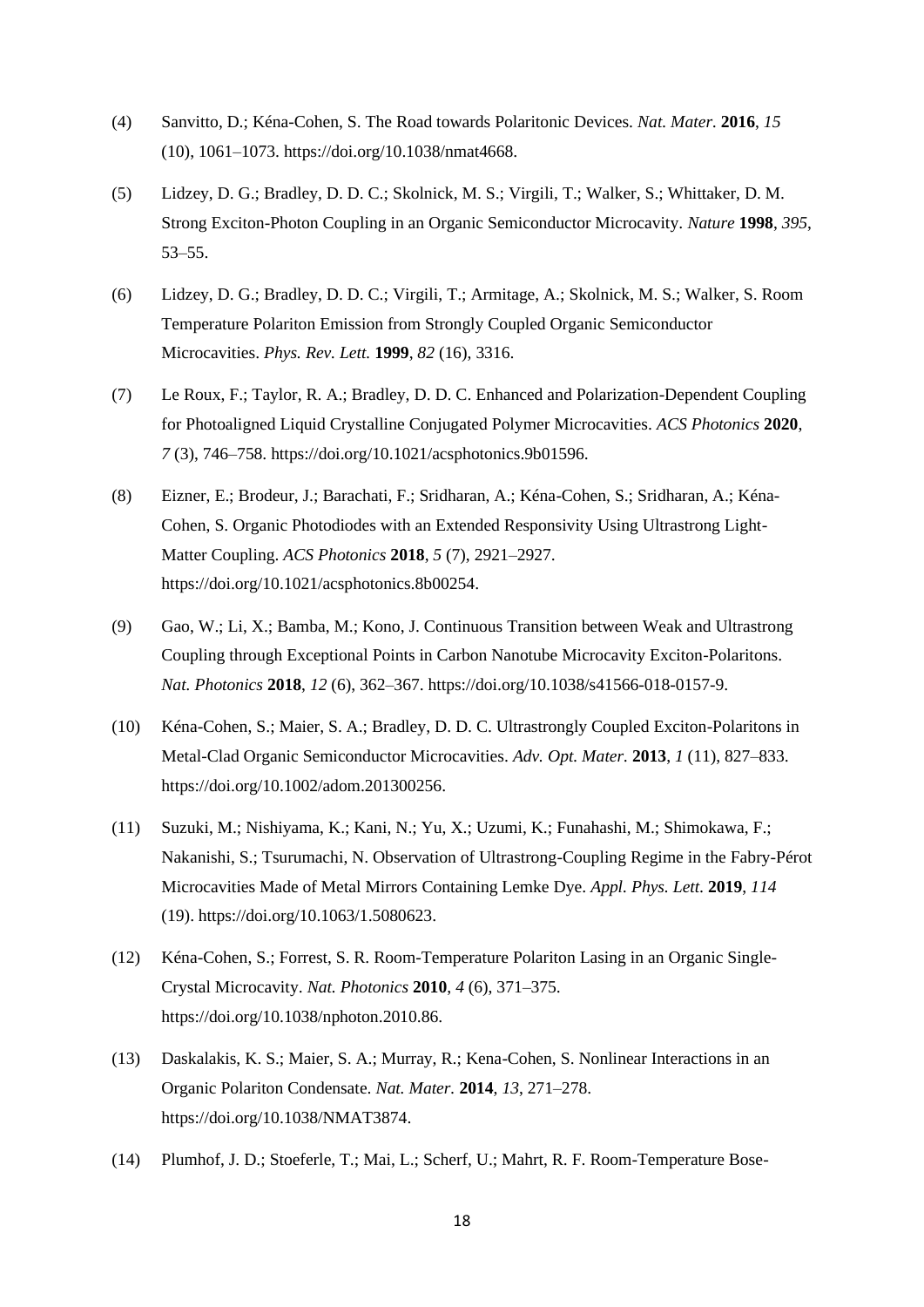(4) Sanvitto, D.; Kéna-Cohen, S. The Road towards Polaritonic Devices. *Nat. Mater.* **2016**, *15* (10), 1061–1073. https://doi.org/10.1038/nmat4668.

(5) Lidzey, D. G.; Bradley, D. D. C.; Skolnick, M. S.; Virgili, T.; Walker, S.; Whittaker, D. M. Strong Exciton-Photon Coupling in an Organic Semiconductor Microcavity. *Nature* **1998**, *395*, 53–55.

(6) Lidzey, D. G.; Bradley, D. D. C.; Virgili, T.; Armitage, A.; Skolnick, M. S.; Walker, S. Room Temperature Polariton Emission from Strongly Coupled Organic Semiconductor Microcavities. *Phys. Rev. Lett.* **1999**, *82* (16), 3316.

(7) Le Roux, F.; Taylor, R. A.; Bradley, D. D. C. Enhanced and Polarization-Dependent Coupling for Photoaligned Liquid Crystalline Conjugated Polymer Microcavities. *ACS Photonics* **2020**, *7* (3), 746–758. https://doi.org/10.1021/acsphotonics.9b01596.

(8) Eizner, E.; Brodeur, J.; Barachati, F.; Sridharan, A.; Kéna-Cohen, S.; Sridharan, A.; Kéna-Cohen, S. Organic Photodiodes with an Extended Responsivity Using Ultrastrong Light-Matter Coupling. *ACS Photonics* **2018**, *5* (7), 2921–2927. https://doi.org/10.1021/acsphotonics.8b00254.

(9) Gao, W.; Li, X.; Bamba, M.; Kono, J. Continuous Transition between Weak and Ultrastrong Coupling through Exceptional Points in Carbon Nanotube Microcavity Exciton-Polaritons. *Nat. Photonics* **2018**, *12* (6), 362–367. https://doi.org/10.1038/s41566-018-0157-9.

(10) Kéna-Cohen, S.; Maier, S. A.; Bradley, D. D. C. Ultrastrongly Coupled Exciton-Polaritons in Metal-Clad Organic Semiconductor Microcavities. *Adv. Opt. Mater.* **2013**, *1* (11), 827–833. https://doi.org/10.1002/adom.201300256.

(11) Suzuki, M.; Nishiyama, K.; Kani, N.; Yu, X.; Uzumi, K.; Funahashi, M.; Shimokawa, F.; Nakanishi, S.; Tsurumachi, N. Observation of Ultrastrong-Coupling Regime in the Fabry-Pérot Microcavities Made of Metal Mirrors Containing Lemke Dye. *Appl. Phys. Lett.* **2019**, *114* (19). https://doi.org/10.1063/1.5080623.

(12) Kéna-Cohen, S.; Forrest, S. R. Room-Temperature Polariton Lasing in an Organic Single-Crystal Microcavity. *Nat. Photonics* **2010**, *4* (6), 371–375. https://doi.org/10.1038/nphoton.2010.86.

(13) Daskalakis, K. S.; Maier, S. A.; Murray, R.; Kena-Cohen, S. Nonlinear Interactions in an Organic Polariton Condensate. *Nat. Mater.* **2014**, *13*, 271–278. https://doi.org/10.1038/NMAT3874.

(14) Plumhof, J. D.; Stoeferle, T.; Mai, L.; Scherf, U.; Mahrt, R. F. Room-Temperature Bose-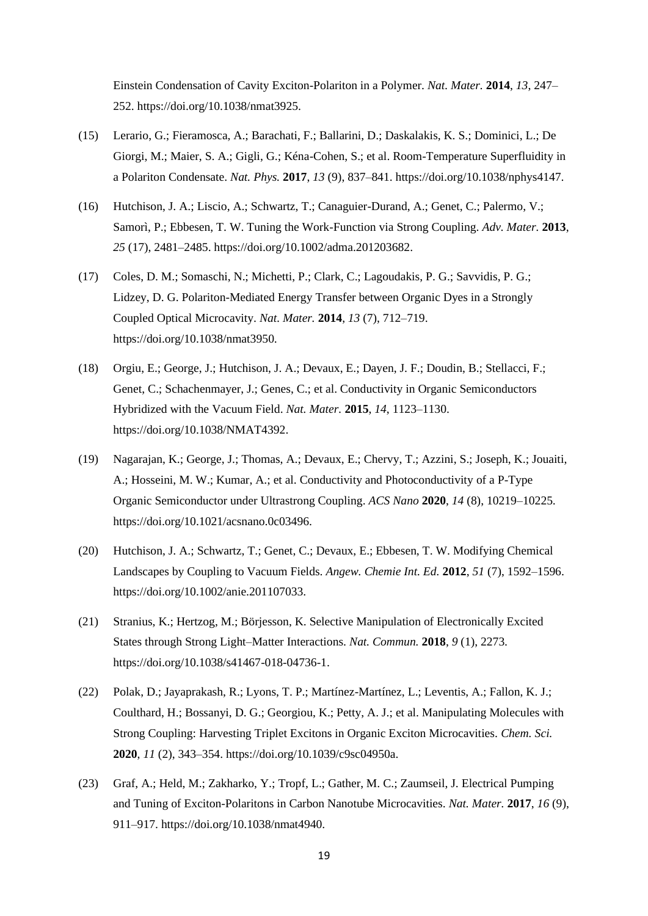Einstein Condensation of Cavity Exciton-Polariton in a Polymer. *Nat. Mater.* **2014**, *13*, 247–252. https://doi.org/10.1038/nmat3925.

(15) Lerario, G.; Fieramosca, A.; Barachati, F.; Ballarini, D.; Daskalakis, K. S.; Dominici, L.; De Giorgi, M.; Maier, S. A.; Gigli, G.; Kéna-Cohen, S.; et al. Room-Temperature Superfluidity in a Polariton Condensate. *Nat. Phys.* **2017**, *13* (9), 837–841. https://doi.org/10.1038/nphys4147.

(16) Hutchison, J. A.; Liscio, A.; Schwartz, T.; Canaguier-Durand, A.; Genet, C.; Palermo, V.; Samorì, P.; Ebbesen, T. W. Tuning the Work-Function via Strong Coupling. *Adv. Mater.* **2013**, *25* (17), 2481–2485. https://doi.org/10.1002/adma.201203682.

(17) Coles, D. M.; Somaschi, N.; Michetti, P.; Clark, C.; Lagoudakis, P. G.; Savvidis, P. G.; Lidzey, D. G. Polariton-Mediated Energy Transfer between Organic Dyes in a Strongly Coupled Optical Microcavity. *Nat. Mater.* **2014**, *13* (7), 712–719. https://doi.org/10.1038/nmat3950.

(18) Orgiu, E.; George, J.; Hutchison, J. A.; Devaux, E.; Dayen, J. F.; Doudin, B.; Stellacci, F.; Genet, C.; Schachenmayer, J.; Genes, C.; et al. Conductivity in Organic Semiconductors Hybridized with the Vacuum Field. *Nat. Mater.* **2015**, *14*, 1123–1130. https://doi.org/10.1038/NMAT4392.

(19) Nagarajan, K.; George, J.; Thomas, A.; Devaux, E.; Chervy, T.; Azzini, S.; Joseph, K.; Jouaiti, A.; Hosseini, M. W.; Kumar, A.; et al. Conductivity and Photoconductivity of a P-Type Organic Semiconductor under Ultrastrong Coupling. *ACS Nano* **2020**, *14* (8), 10219–10225. https://doi.org/10.1021/acsnano.0c03496.

(20) Hutchison, J. A.; Schwartz, T.; Genet, C.; Devaux, E.; Ebbesen, T. W. Modifying Chemical Landscapes by Coupling to Vacuum Fields. *Angew. Chemie Int. Ed.* **2012**, *51* (7), 1592–1596. https://doi.org/10.1002/anie.201107033.

(21) Stranius, K.; Hertzog, M.; Börjesson, K. Selective Manipulation of Electronically Excited States through Strong Light–Matter Interactions. *Nat. Commun.* **2018**, *9* (1), 2273. https://doi.org/10.1038/s41467-018-04736-1.

(22) Polak, D.; Jayaprakash, R.; Lyons, T. P.; Martínez-Martínez, L.; Leventis, A.; Fallon, K. J.; Coulthard, H.; Bossanyi, D. G.; Georgiou, K.; Petty, A. J.; et al. Manipulating Molecules with Strong Coupling: Harvesting Triplet Excitons in Organic Exciton Microcavities. *Chem. Sci.* **2020**, *11* (2), 343–354. https://doi.org/10.1039/c9sc04950a.

(23) Graf, A.; Held, M.; Zakharko, Y.; Tropf, L.; Gather, M. C.; Zaumseil, J. Electrical Pumping and Tuning of Exciton-Polaritons in Carbon Nanotube Microcavities. *Nat. Mater.* **2017**, *16* (9), 911–917. https://doi.org/10.1038/nmat4940.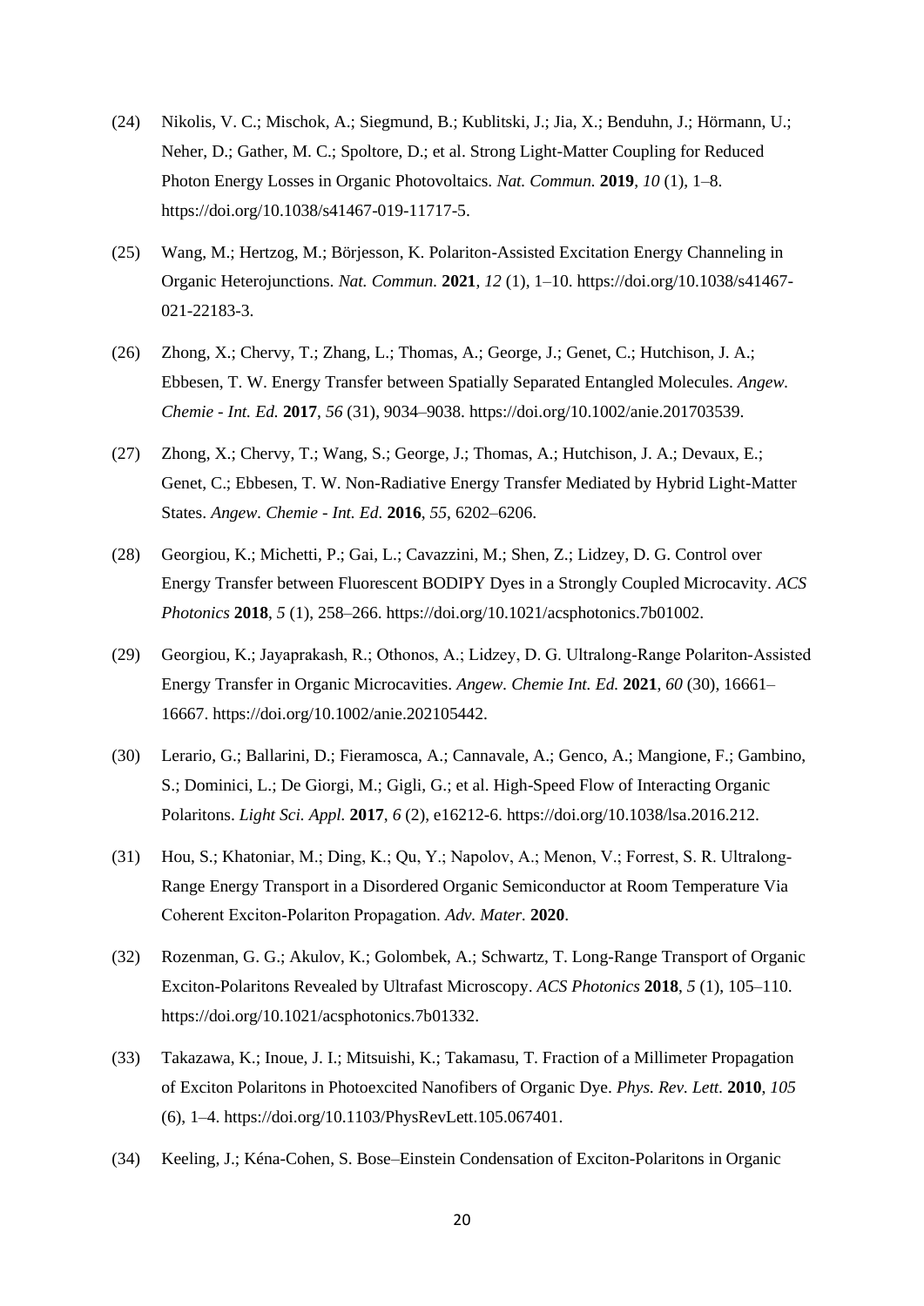(24) Nikolis, V. C.; Mischok, A.; Siegmund, B.; Kublitski, J.; Jia, X.; Benduhn, J.; Hörmann, U.; Neher, D.; Gather, M. C.; Spoltore, D.; et al. Strong Light-Matter Coupling for Reduced Photon Energy Losses in Organic Photovoltaics. *Nat. Commun.* **2019**, *10* (1), 1–8. https://doi.org/10.1038/s41467-019-11717-5.

(25) Wang, M.; Hertzog, M.; Börjesson, K. Polariton-Assisted Excitation Energy Channeling in Organic Heterojunctions. *Nat. Commun.* **2021**, *12* (1), 1–10. https://doi.org/10.1038/s41467-021-22183-3.

(26) Zhong, X.; Chervy, T.; Zhang, L.; Thomas, A.; George, J.; Genet, C.; Hutchison, J. A.; Ebbesen, T. W. Energy Transfer between Spatially Separated Entangled Molecules. *Angew. Chemie - Int. Ed.* **2017**, *56* (31), 9034–9038. https://doi.org/10.1002/anie.201703539.

(27) Zhong, X.; Chervy, T.; Wang, S.; George, J.; Thomas, A.; Hutchison, J. A.; Devaux, E.; Genet, C.; Ebbesen, T. W. Non-Radiative Energy Transfer Mediated by Hybrid Light-Matter States. *Angew. Chemie - Int. Ed.* **2016**, *55*, 6202–6206.

(28) Georgiou, K.; Michetti, P.; Gai, L.; Cavazzini, M.; Shen, Z.; Lidzey, D. G. Control over Energy Transfer between Fluorescent BODIPY Dyes in a Strongly Coupled Microcavity. *ACS Photonics* **2018**, *5* (1), 258–266. https://doi.org/10.1021/acsphotonics.7b01002.

(29) Georgiou, K.; Jayaprakash, R.; Othonos, A.; Lidzey, D. G. Ultralong-Range Polariton-Assisted Energy Transfer in Organic Microcavities. *Angew. Chemie Int. Ed.* **2021**, *60* (30), 16661–16667. https://doi.org/10.1002/anie.202105442.

(30) Lerario, G.; Ballarini, D.; Fieramosca, A.; Cannavale, A.; Genco, A.; Mangione, F.; Gambino, S.; Dominici, L.; De Giorgi, M.; Gigli, G.; et al. High-Speed Flow of Interacting Organic Polaritons. *Light Sci. Appl.* **2017**, *6* (2), e16212-6. https://doi.org/10.1038/lsa.2016.212.

(31) Hou, S.; Khatoniar, M.; Ding, K.; Qu, Y.; Napolov, A.; Menon, V.; Forrest, S. R. Ultralong-Range Energy Transport in a Disordered Organic Semiconductor at Room Temperature Via Coherent Exciton-Polariton Propagation. *Adv. Mater.* **2020**.

(32) Rozenman, G. G.; Akulov, K.; Golombek, A.; Schwartz, T. Long-Range Transport of Organic Exciton-Polaritons Revealed by Ultrafast Microscopy. *ACS Photonics* **2018**, *5* (1), 105–110. https://doi.org/10.1021/acsphotonics.7b01332.

(33) Takazawa, K.; Inoue, J. I.; Mitsuishi, K.; Takamasu, T. Fraction of a Millimeter Propagation of Exciton Polaritons in Photoexcited Nanofibers of Organic Dye. *Phys. Rev. Lett.* **2010**, *105* (6), 1–4. https://doi.org/10.1103/PhysRevLett.105.067401.

(34) Keeling, J.; Kéna-Cohen, S. Bose–Einstein Condensation of Exciton-Polaritons in Organic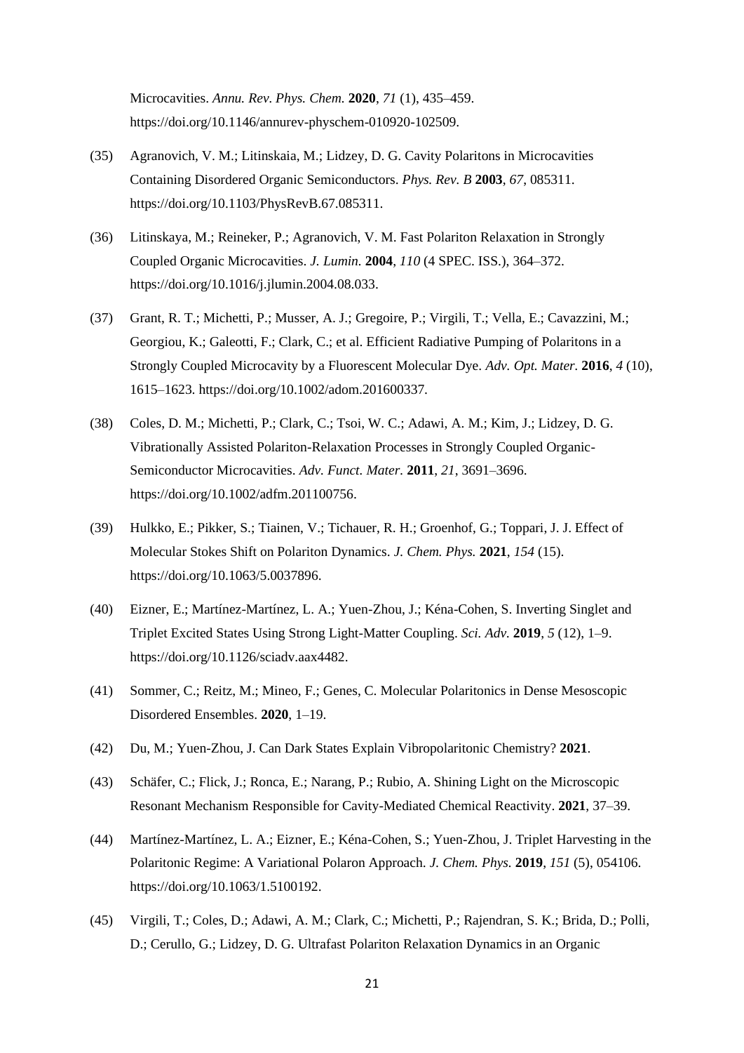Microcavities. *Annu. Rev. Phys. Chem.* **2020**, *71* (1), 435–459. https://doi.org/10.1146/annurev-physchem-010920-102509.

(35) Agranovich, V. M.; Litinskaia, M.; Lidzey, D. G. Cavity Polaritons in Microcavities Containing Disordered Organic Semiconductors. *Phys. Rev. B* **2003**, *67*, 085311. https://doi.org/10.1103/PhysRevB.67.085311.

(36) Litinskaya, M.; Reineker, P.; Agranovich, V. M. Fast Polariton Relaxation in Strongly Coupled Organic Microcavities. *J. Lumin.* **2004**, *110* (4 SPEC. ISS.), 364–372. https://doi.org/10.1016/j.jlumin.2004.08.033.

(37) Grant, R. T.; Michetti, P.; Musser, A. J.; Gregoire, P.; Virgili, T.; Vella, E.; Cavazzini, M.; Georgiou, K.; Galeotti, F.; Clark, C.; et al. Efficient Radiative Pumping of Polaritons in a Strongly Coupled Microcavity by a Fluorescent Molecular Dye. *Adv. Opt. Mater.* **2016**, *4* (10), 1615–1623. https://doi.org/10.1002/adom.201600337.

(38) Coles, D. M.; Michetti, P.; Clark, C.; Tsoi, W. C.; Adawi, A. M.; Kim, J.; Lidzey, D. G. Vibrationally Assisted Polariton-Relaxation Processes in Strongly Coupled Organic-Semiconductor Microcavities. *Adv. Funct. Mater.* **2011**, *21*, 3691–3696. https://doi.org/10.1002/adfm.201100756.

(39) Hulkko, E.; Pikker, S.; Tiainen, V.; Tichauer, R. H.; Groenhof, G.; Toppari, J. J. Effect of Molecular Stokes Shift on Polariton Dynamics. *J. Chem. Phys.* **2021**, *154* (15). https://doi.org/10.1063/5.0037896.

(40) Eizner, E.; Martínez-Martínez, L. A.; Yuen-Zhou, J.; Kéna-Cohen, S. Inverting Singlet and Triplet Excited States Using Strong Light-Matter Coupling. *Sci. Adv.* **2019**, *5* (12), 1–9. https://doi.org/10.1126/sciadv.aax4482.

(41) Sommer, C.; Reitz, M.; Mineo, F.; Genes, C. Molecular Polaritonics in Dense Mesoscopic Disordered Ensembles. **2020**, 1–19.

(42) Du, M.; Yuen-Zhou, J. Can Dark States Explain Vibropolaritonic Chemistry? **2021**.

(43) Schäfer, C.; Flick, J.; Ronca, E.; Narang, P.; Rubio, A. Shining Light on the Microscopic Resonant Mechanism Responsible for Cavity-Mediated Chemical Reactivity. **2021**, 37–39.

(44) Martínez-Martínez, L. A.; Eizner, E.; Kéna-Cohen, S.; Yuen-Zhou, J. Triplet Harvesting in the Polaritonic Regime: A Variational Polaron Approach. *J. Chem. Phys.* **2019**, *151* (5), 054106. https://doi.org/10.1063/1.5100192.

(45) Virgili, T.; Coles, D.; Adawi, A. M.; Clark, C.; Michetti, P.; Rajendran, S. K.; Brida, D.; Polli, D.; Cerullo, G.; Lidzey, D. G. Ultrafast Polariton Relaxation Dynamics in an Organic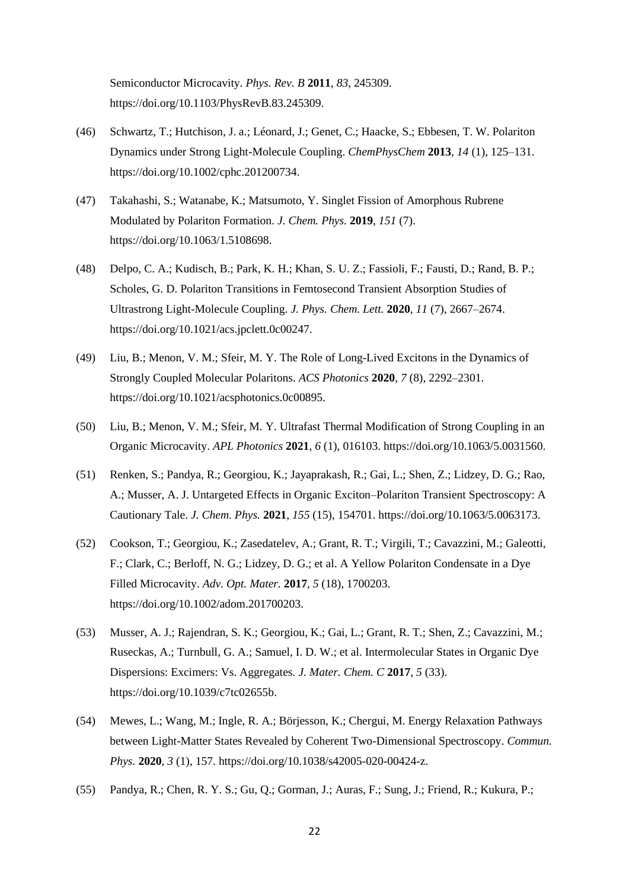Semiconductor Microcavity. *Phys. Rev. B* **2011**, *83*, 245309. https://doi.org/10.1103/PhysRevB.83.245309.

(46) Schwartz, T.; Hutchison, J. a.; Léonard, J.; Genet, C.; Haacke, S.; Ebbesen, T. W. Polariton Dynamics under Strong Light-Molecule Coupling. *ChemPhysChem* **2013**, *14* (1), 125–131. https://doi.org/10.1002/cphc.201200734.

(47) Takahashi, S.; Watanabe, K.; Matsumoto, Y. Singlet Fission of Amorphous Rubrene Modulated by Polariton Formation. *J. Chem. Phys.* **2019**, *151* (7). https://doi.org/10.1063/1.5108698.

(48) Delpo, C. A.; Kudisch, B.; Park, K. H.; Khan, S. U. Z.; Fassioli, F.; Fausti, D.; Rand, B. P.; Scholes, G. D. Polariton Transitions in Femtosecond Transient Absorption Studies of Ultrastrong Light-Molecule Coupling. *J. Phys. Chem. Lett.* **2020**, *11* (7), 2667–2674. https://doi.org/10.1021/acs.jpclett.0c00247.

(49) Liu, B.; Menon, V. M.; Sfeir, M. Y. The Role of Long-Lived Excitons in the Dynamics of Strongly Coupled Molecular Polaritons. *ACS Photonics* **2020**, *7* (8), 2292–2301. https://doi.org/10.1021/acsphotonics.0c00895.

(50) Liu, B.; Menon, V. M.; Sfeir, M. Y. Ultrafast Thermal Modification of Strong Coupling in an Organic Microcavity. *APL Photonics* **2021**, *6* (1), 016103. https://doi.org/10.1063/5.0031560.

(51) Renken, S.; Pandya, R.; Georgiou, K.; Jayaprakash, R.; Gai, L.; Shen, Z.; Lidzey, D. G.; Rao, A.; Musser, A. J. Untargeted Effects in Organic Exciton–Polariton Transient Spectroscopy: A Cautionary Tale. *J. Chem. Phys.* **2021**, *155* (15), 154701. https://doi.org/10.1063/5.0063173.

(52) Cookson, T.; Georgiou, K.; Zasedatelev, A.; Grant, R. T.; Virgili, T.; Cavazzini, M.; Galeotti, F.; Clark, C.; Berloff, N. G.; Lidzey, D. G.; et al. A Yellow Polariton Condensate in a Dye Filled Microcavity. *Adv. Opt. Mater.* **2017**, *5* (18), 1700203. https://doi.org/10.1002/adom.201700203.

(53) Musser, A. J.; Rajendran, S. K.; Georgiou, K.; Gai, L.; Grant, R. T.; Shen, Z.; Cavazzini, M.; Ruseckas, A.; Turnbull, G. A.; Samuel, I. D. W.; et al. Intermolecular States in Organic Dye Dispersions: Excimers: Vs. Aggregates. *J. Mater. Chem. C* **2017**, *5* (33). https://doi.org/10.1039/c7tc02655b.

(54) Mewes, L.; Wang, M.; Ingle, R. A.; Börjesson, K.; Chergui, M. Energy Relaxation Pathways between Light-Matter States Revealed by Coherent Two-Dimensional Spectroscopy. *Commun. Phys.* **2020**, *3* (1), 157. https://doi.org/10.1038/s42005-020-00424-z.

(55) Pandya, R.; Chen, R. Y. S.; Gu, Q.; Gorman, J.; Auras, F.; Sung, J.; Friend, R.; Kukura, P.;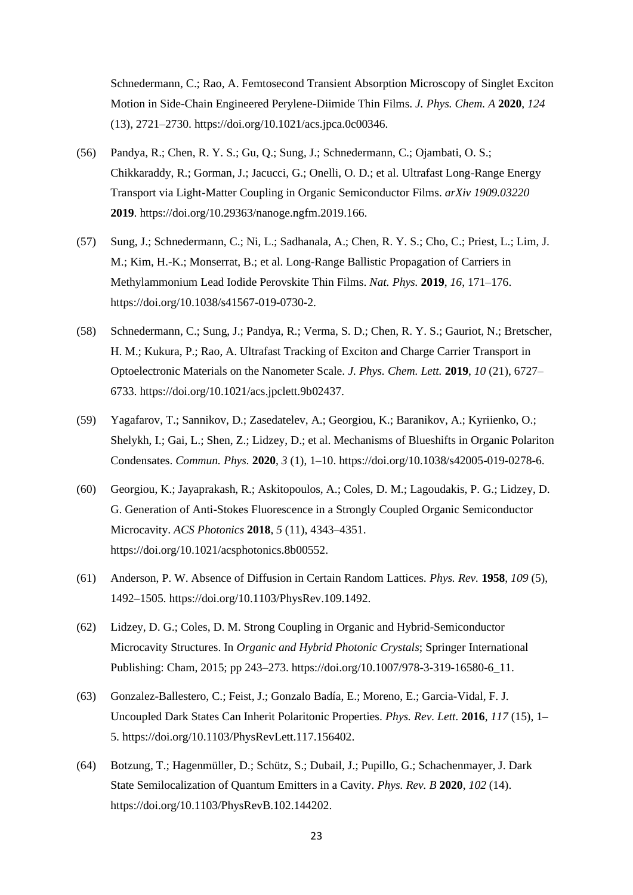Schnedermann, C.; Rao, A. Femtosecond Transient Absorption Microscopy of Singlet Exciton Motion in Side-Chain Engineered Perylene-Diimide Thin Films. *J. Phys. Chem. A* **2020**, *124* (13), 2721–2730. https://doi.org/10.1021/acs.jpca.0c00346.

(56) Pandya, R.; Chen, R. Y. S.; Gu, Q.; Sung, J.; Schnedermann, C.; Ojambati, O. S.; Chikkaraddy, R.; Gorman, J.; Jacucci, G.; Onelli, O. D.; et al. Ultrafast Long-Range Energy Transport via Light-Matter Coupling in Organic Semiconductor Films. *arXiv 1909.03220* **2019**. https://doi.org/10.29363/nanoge.ngfm.2019.166.

(57) Sung, J.; Schnedermann, C.; Ni, L.; Sadhanala, A.; Chen, R. Y. S.; Cho, C.; Priest, L.; Lim, J. M.; Kim, H.-K.; Monserrat, B.; et al. Long-Range Ballistic Propagation of Carriers in Methylammonium Lead Iodide Perovskite Thin Films. *Nat. Phys.* **2019**, *16*, 171–176. https://doi.org/10.1038/s41567-019-0730-2.

(58) Schnedermann, C.; Sung, J.; Pandya, R.; Verma, S. D.; Chen, R. Y. S.; Gauriot, N.; Bretscher, H. M.; Kukura, P.; Rao, A. Ultrafast Tracking of Exciton and Charge Carrier Transport in Optoelectronic Materials on the Nanometer Scale. *J. Phys. Chem. Lett.* **2019**, *10* (21), 6727–6733. https://doi.org/10.1021/acs.jpclett.9b02437.

(59) Yagafarov, T.; Sannikov, D.; Zasedatelev, A.; Georgiou, K.; Baranikov, A.; Kyriienko, O.; Shelykh, I.; Gai, L.; Shen, Z.; Lidzey, D.; et al. Mechanisms of Blueshifts in Organic Polariton Condensates. *Commun. Phys.* **2020**, *3* (1), 1–10. https://doi.org/10.1038/s42005-019-0278-6.

(60) Georgiou, K.; Jayaprakash, R.; Askitopoulos, A.; Coles, D. M.; Lagoudakis, P. G.; Lidzey, D. G. Generation of Anti-Stokes Fluorescence in a Strongly Coupled Organic Semiconductor Microcavity. *ACS Photonics* **2018**, *5* (11), 4343–4351. https://doi.org/10.1021/acsphotonics.8b00552.

(61) Anderson, P. W. Absence of Diffusion in Certain Random Lattices. *Phys. Rev.* **1958**, *109* (5), 1492–1505. https://doi.org/10.1103/PhysRev.109.1492.

(62) Lidzey, D. G.; Coles, D. M. Strong Coupling in Organic and Hybrid-Semiconductor Microcavity Structures. In *Organic and Hybrid Photonic Crystals*; Springer International Publishing: Cham, 2015; pp 243–273. https://doi.org/10.1007/978-3-319-16580-6_11.

(63) Gonzalez-Ballestero, C.; Feist, J.; Gonzalo Badía, E.; Moreno, E.; Garcia-Vidal, F. J. Uncoupled Dark States Can Inherit Polaritonic Properties. *Phys. Rev. Lett.* **2016**, *117* (15), 1–5. https://doi.org/10.1103/PhysRevLett.117.156402.

(64) Botzung, T.; Hagenmüller, D.; Schütz, S.; Dubail, J.; Pupillo, G.; Schachenmayer, J. Dark State Semilocalization of Quantum Emitters in a Cavity. *Phys. Rev. B* **2020**, *102* (14). https://doi.org/10.1103/PhysRevB.102.144202.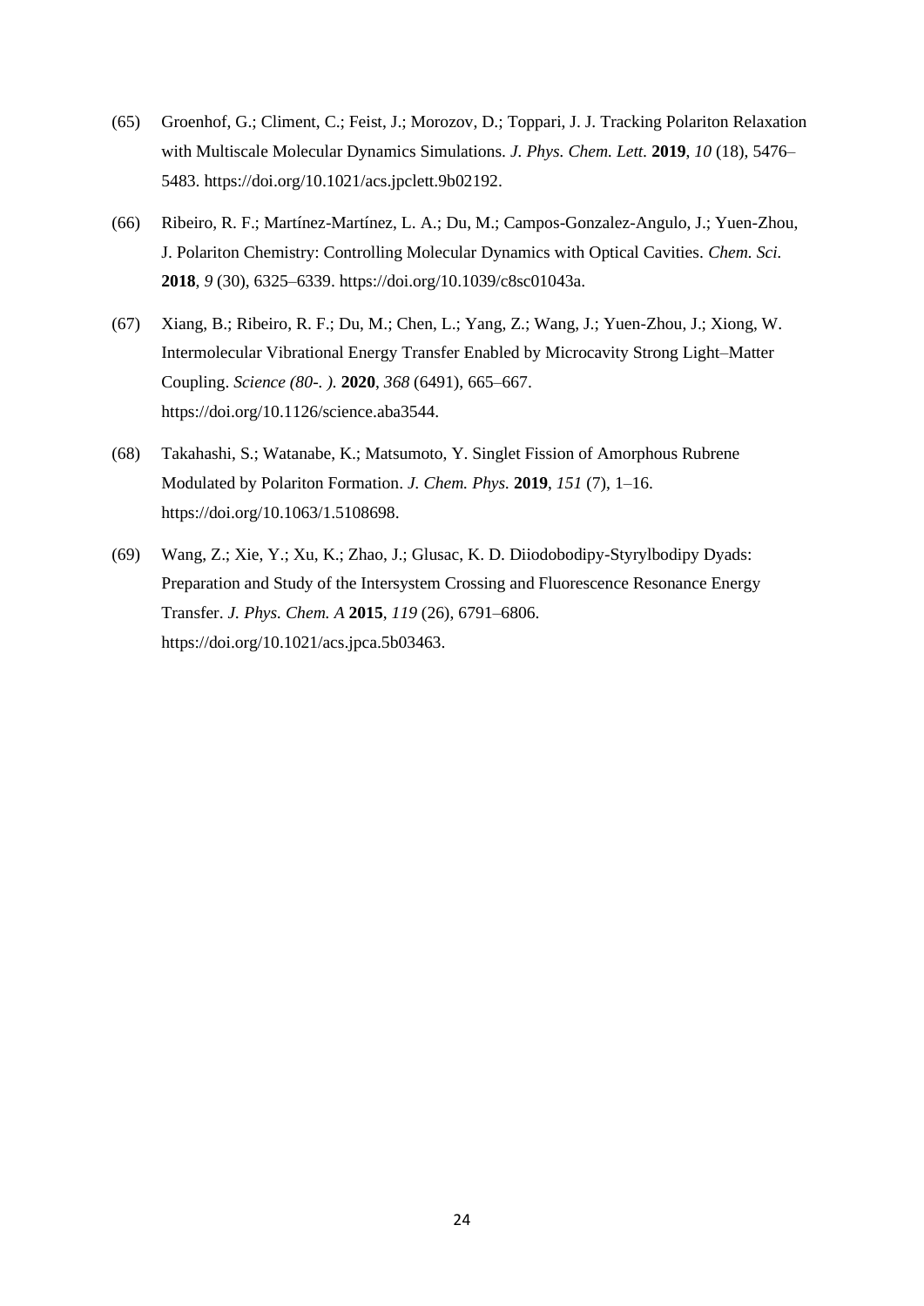(65) Groenhof, G.; Climent, C.; Feist, J.; Morozov, D.; Toppari, J. J. Tracking Polariton Relaxation with Multiscale Molecular Dynamics Simulations. *J. Phys. Chem. Lett.* **2019**, *10* (18), 5476–5483. https://doi.org/10.1021/acs.jpclett.9b02192.

(66) Ribeiro, R. F.; Martínez-Martínez, L. A.; Du, M.; Campos-Gonzalez-Angulo, J.; Yuen-Zhou, J. Polariton Chemistry: Controlling Molecular Dynamics with Optical Cavities. *Chem. Sci.* **2018**, *9* (30), 6325–6339. https://doi.org/10.1039/c8sc01043a.

(67) Xiang, B.; Ribeiro, R. F.; Du, M.; Chen, L.; Yang, Z.; Wang, J.; Yuen-Zhou, J.; Xiong, W. Intermolecular Vibrational Energy Transfer Enabled by Microcavity Strong Light–Matter Coupling. *Science (80-. ).* **2020**, *368* (6491), 665–667. https://doi.org/10.1126/science.aba3544.

(68) Takahashi, S.; Watanabe, K.; Matsumoto, Y. Singlet Fission of Amorphous Rubrene Modulated by Polariton Formation. *J. Chem. Phys.* **2019**, *151* (7), 1–16. https://doi.org/10.1063/1.5108698.

(69) Wang, Z.; Xie, Y.; Xu, K.; Zhao, J.; Glusac, K. D. Diiodobodipy-Styrylbodipy Dyads: Preparation and Study of the Intersystem Crossing and Fluorescence Resonance Energy Transfer. *J. Phys. Chem. A* **2015**, *119* (26), 6791–6806. https://doi.org/10.1021/acs.jpca.5b03463.